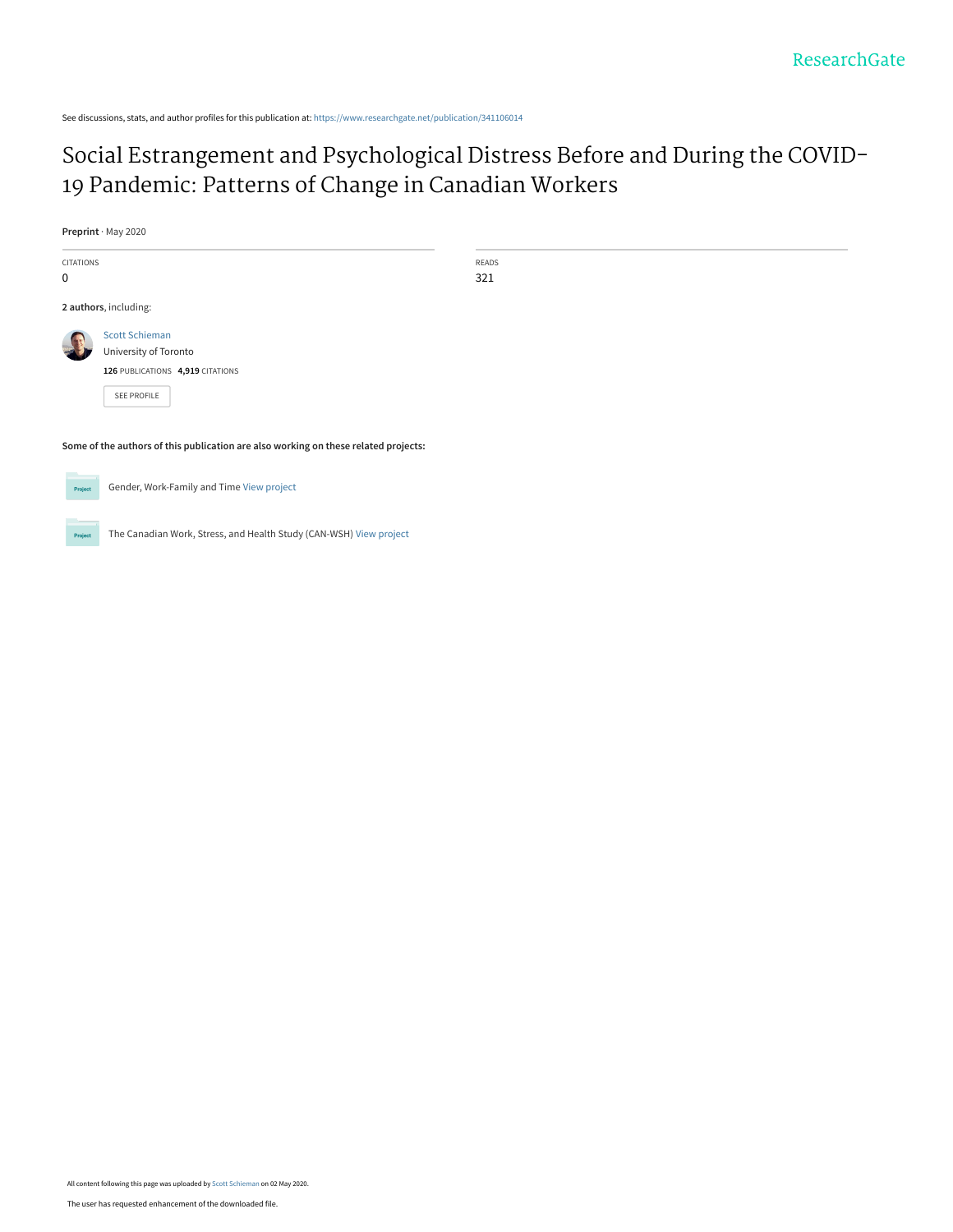See discussions, stats, and author profiles for this publication at: https://www.researchgate.net/publication/341106014

# Social Estrangement and Psychological Distress Before and During the COVID-19 Pandemic: Patterns of Change in Canadian Workers

**Preprint** · May 2020

| CITATIONS | READS |
| --- | --- |
| 0 | 321 |

**2 authors**, including:

Scott Schieman
University of Toronto
**126** PUBLICATIONS **4,919** CITATIONS

SEE PROFILE

**Some of the authors of this publication are also working on these related projects:**

Gender, Work-Family and Time View project

The Canadian Work, Stress, and Health Study (CAN-WSH) View project

All content following this page was uploaded by Scott Schieman on 02 May 2020.

The user has requested enhancement of the downloaded file.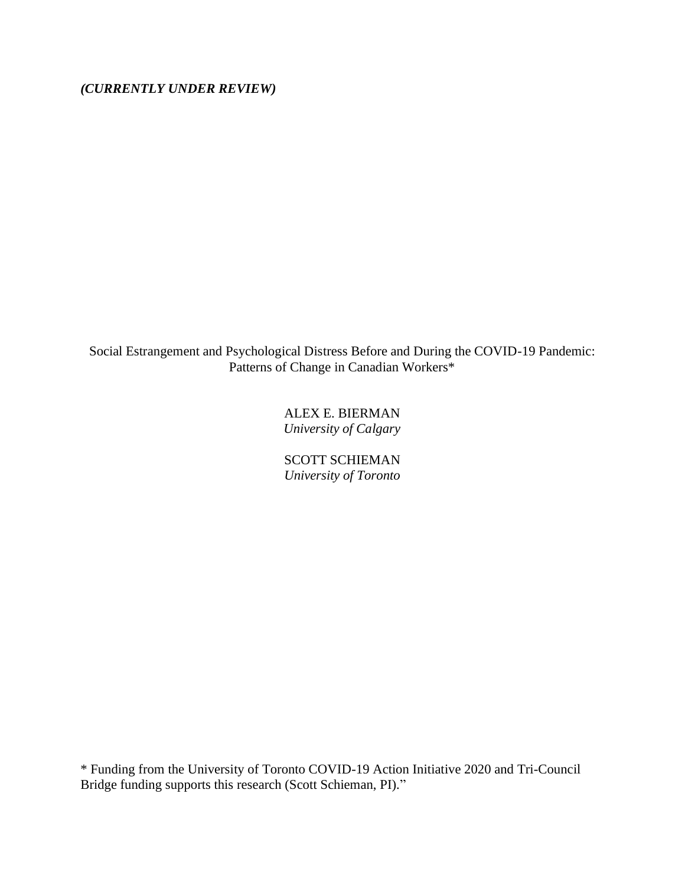***(CURRENTLY UNDER REVIEW)***

Social Estrangement and Psychological Distress Before and During the COVID-19 Pandemic: Patterns of Change in Canadian Workers*

ALEX E. BIERMAN
*University of Calgary*

SCOTT SCHIEMAN
*University of Toronto*

* Funding from the University of Toronto COVID-19 Action Initiative 2020 and Tri-Council Bridge funding supports this research (Scott Schieman, PI)."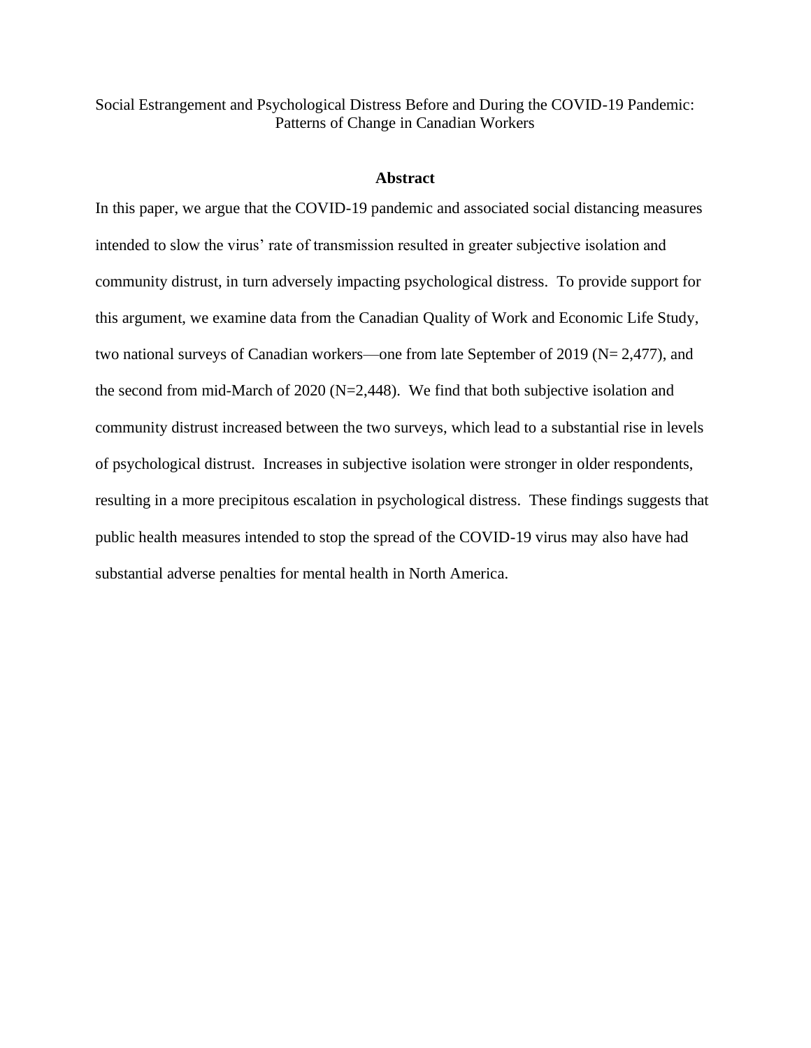Social Estrangement and Psychological Distress Before and During the COVID-19 Pandemic: Patterns of Change in Canadian Workers

## Abstract

In this paper, we argue that the COVID-19 pandemic and associated social distancing measures intended to slow the virus' rate of transmission resulted in greater subjective isolation and community distrust, in turn adversely impacting psychological distress. To provide support for this argument, we examine data from the Canadian Quality of Work and Economic Life Study, two national surveys of Canadian workers—one from late September of 2019 (N= 2,477), and the second from mid-March of 2020 (N=2,448). We find that both subjective isolation and community distrust increased between the two surveys, which lead to a substantial rise in levels of psychological distrust. Increases in subjective isolation were stronger in older respondents, resulting in a more precipitous escalation in psychological distress. These findings suggests that public health measures intended to stop the spread of the COVID-19 virus may also have had substantial adverse penalties for mental health in North America.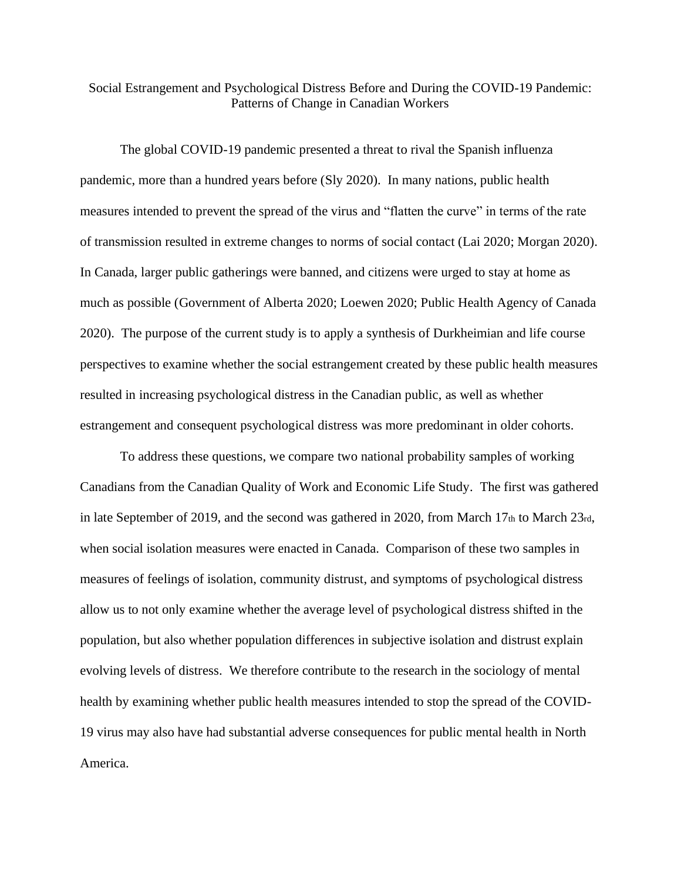# Social Estrangement and Psychological Distress Before and During the COVID-19 Pandemic: Patterns of Change in Canadian Workers

The global COVID-19 pandemic presented a threat to rival the Spanish influenza pandemic, more than a hundred years before (Sly 2020). In many nations, public health measures intended to prevent the spread of the virus and "flatten the curve" in terms of the rate of transmission resulted in extreme changes to norms of social contact (Lai 2020; Morgan 2020). In Canada, larger public gatherings were banned, and citizens were urged to stay at home as much as possible (Government of Alberta 2020; Loewen 2020; Public Health Agency of Canada 2020). The purpose of the current study is to apply a synthesis of Durkheimian and life course perspectives to examine whether the social estrangement created by these public health measures resulted in increasing psychological distress in the Canadian public, as well as whether estrangement and consequent psychological distress was more predominant in older cohorts.

To address these questions, we compare two national probability samples of working Canadians from the Canadian Quality of Work and Economic Life Study. The first was gathered in late September of 2019, and the second was gathered in 2020, from March 17th to March 23rd, when social isolation measures were enacted in Canada. Comparison of these two samples in measures of feelings of isolation, community distrust, and symptoms of psychological distress allow us to not only examine whether the average level of psychological distress shifted in the population, but also whether population differences in subjective isolation and distrust explain evolving levels of distress. We therefore contribute to the research in the sociology of mental health by examining whether public health measures intended to stop the spread of the COVID-19 virus may also have had substantial adverse consequences for public mental health in North America.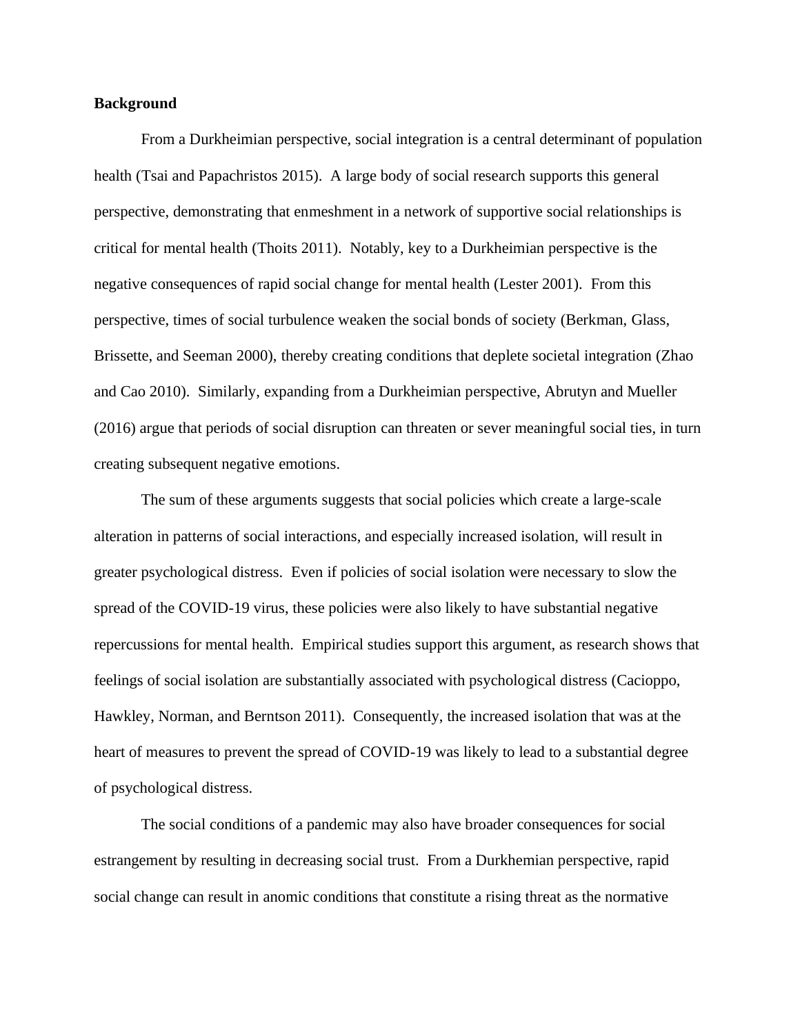**Background**

From a Durkheimian perspective, social integration is a central determinant of population health (Tsai and Papachristos 2015). A large body of social research supports this general perspective, demonstrating that enmeshment in a network of supportive social relationships is critical for mental health (Thoits 2011). Notably, key to a Durkheimian perspective is the negative consequences of rapid social change for mental health (Lester 2001). From this perspective, times of social turbulence weaken the social bonds of society (Berkman, Glass, Brissette, and Seeman 2000), thereby creating conditions that deplete societal integration (Zhao and Cao 2010). Similarly, expanding from a Durkheimian perspective, Abrutyn and Mueller (2016) argue that periods of social disruption can threaten or sever meaningful social ties, in turn creating subsequent negative emotions.

The sum of these arguments suggests that social policies which create a large-scale alteration in patterns of social interactions, and especially increased isolation, will result in greater psychological distress. Even if policies of social isolation were necessary to slow the spread of the COVID-19 virus, these policies were also likely to have substantial negative repercussions for mental health. Empirical studies support this argument, as research shows that feelings of social isolation are substantially associated with psychological distress (Cacioppo, Hawkley, Norman, and Berntson 2011). Consequently, the increased isolation that was at the heart of measures to prevent the spread of COVID-19 was likely to lead to a substantial degree of psychological distress.

The social conditions of a pandemic may also have broader consequences for social estrangement by resulting in decreasing social trust. From a Durkhemian perspective, rapid social change can result in anomic conditions that constitute a rising threat as the normative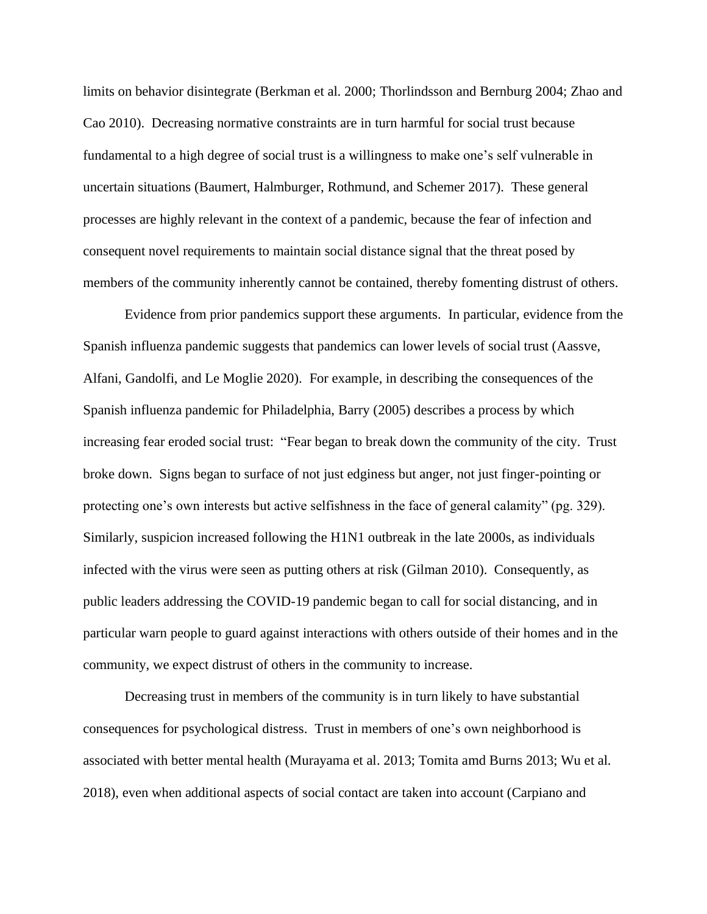limits on behavior disintegrate (Berkman et al. 2000; Thorlindsson and Bernburg 2004; Zhao and Cao 2010). Decreasing normative constraints are in turn harmful for social trust because fundamental to a high degree of social trust is a willingness to make one's self vulnerable in uncertain situations (Baumert, Halmburger, Rothmund, and Schemer 2017). These general processes are highly relevant in the context of a pandemic, because the fear of infection and consequent novel requirements to maintain social distance signal that the threat posed by members of the community inherently cannot be contained, thereby fomenting distrust of others.

Evidence from prior pandemics support these arguments. In particular, evidence from the Spanish influenza pandemic suggests that pandemics can lower levels of social trust (Aassve, Alfani, Gandolfi, and Le Moglie 2020). For example, in describing the consequences of the Spanish influenza pandemic for Philadelphia, Barry (2005) describes a process by which increasing fear eroded social trust: "Fear began to break down the community of the city. Trust broke down. Signs began to surface of not just edginess but anger, not just finger-pointing or protecting one's own interests but active selfishness in the face of general calamity" (pg. 329). Similarly, suspicion increased following the H1N1 outbreak in the late 2000s, as individuals infected with the virus were seen as putting others at risk (Gilman 2010). Consequently, as public leaders addressing the COVID-19 pandemic began to call for social distancing, and in particular warn people to guard against interactions with others outside of their homes and in the community, we expect distrust of others in the community to increase.

Decreasing trust in members of the community is in turn likely to have substantial consequences for psychological distress. Trust in members of one's own neighborhood is associated with better mental health (Murayama et al. 2013; Tomita amd Burns 2013; Wu et al. 2018), even when additional aspects of social contact are taken into account (Carpiano and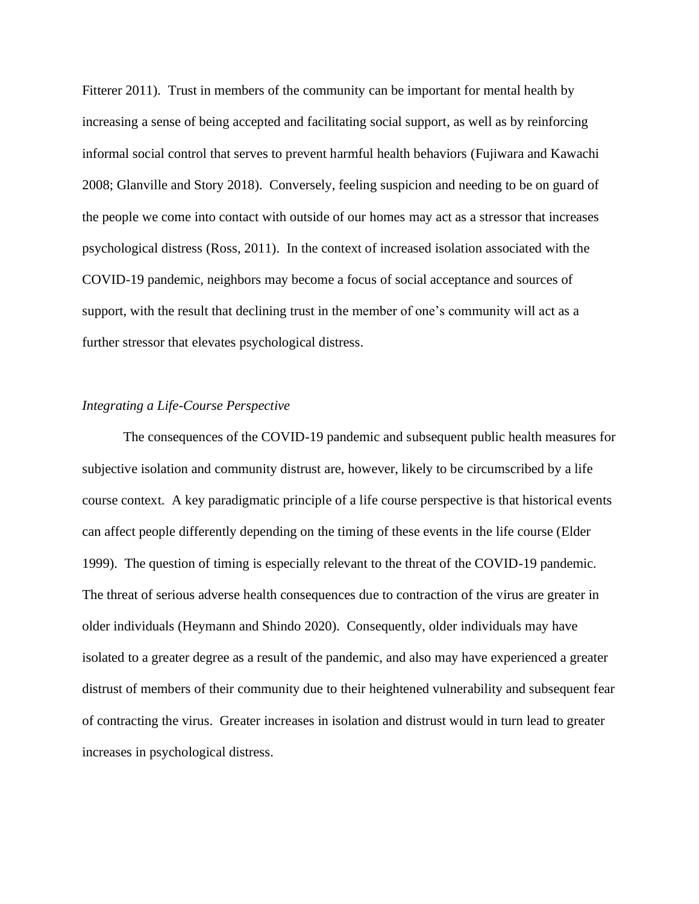Fitterer 2011). Trust in members of the community can be important for mental health by increasing a sense of being accepted and facilitating social support, as well as by reinforcing informal social control that serves to prevent harmful health behaviors (Fujiwara and Kawachi 2008; Glanville and Story 2018). Conversely, feeling suspicion and needing to be on guard of the people we come into contact with outside of our homes may act as a stressor that increases psychological distress (Ross, 2011). In the context of increased isolation associated with the COVID-19 pandemic, neighbors may become a focus of social acceptance and sources of support, with the result that declining trust in the member of one's community will act as a further stressor that elevates psychological distress.

*Integrating a Life-Course Perspective*

The consequences of the COVID-19 pandemic and subsequent public health measures for subjective isolation and community distrust are, however, likely to be circumscribed by a life course context. A key paradigmatic principle of a life course perspective is that historical events can affect people differently depending on the timing of these events in the life course (Elder 1999). The question of timing is especially relevant to the threat of the COVID-19 pandemic. The threat of serious adverse health consequences due to contraction of the virus are greater in older individuals (Heymann and Shindo 2020). Consequently, older individuals may have isolated to a greater degree as a result of the pandemic, and also may have experienced a greater distrust of members of their community due to their heightened vulnerability and subsequent fear of contracting the virus. Greater increases in isolation and distrust would in turn lead to greater increases in psychological distress.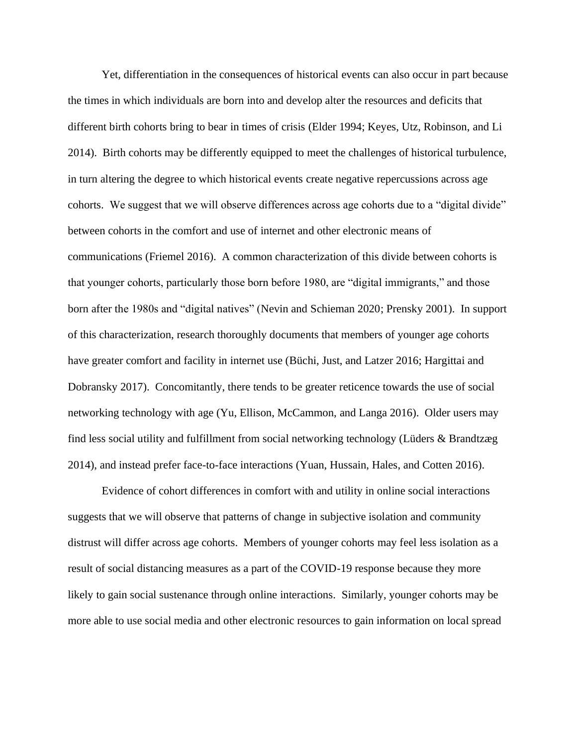Yet, differentiation in the consequences of historical events can also occur in part because the times in which individuals are born into and develop alter the resources and deficits that different birth cohorts bring to bear in times of crisis (Elder 1994; Keyes, Utz, Robinson, and Li 2014). Birth cohorts may be differently equipped to meet the challenges of historical turbulence, in turn altering the degree to which historical events create negative repercussions across age cohorts. We suggest that we will observe differences across age cohorts due to a "digital divide" between cohorts in the comfort and use of internet and other electronic means of communications (Friemel 2016). A common characterization of this divide between cohorts is that younger cohorts, particularly those born before 1980, are "digital immigrants," and those born after the 1980s and "digital natives" (Nevin and Schieman 2020; Prensky 2001). In support of this characterization, research thoroughly documents that members of younger age cohorts have greater comfort and facility in internet use (Büchi, Just, and Latzer 2016; Hargittai and Dobransky 2017). Concomitantly, there tends to be greater reticence towards the use of social networking technology with age (Yu, Ellison, McCammon, and Langa 2016). Older users may find less social utility and fulfillment from social networking technology (Lüders & Brandtzæg 2014), and instead prefer face-to-face interactions (Yuan, Hussain, Hales, and Cotten 2016).

Evidence of cohort differences in comfort with and utility in online social interactions suggests that we will observe that patterns of change in subjective isolation and community distrust will differ across age cohorts. Members of younger cohorts may feel less isolation as a result of social distancing measures as a part of the COVID-19 response because they more likely to gain social sustenance through online interactions. Similarly, younger cohorts may be more able to use social media and other electronic resources to gain information on local spread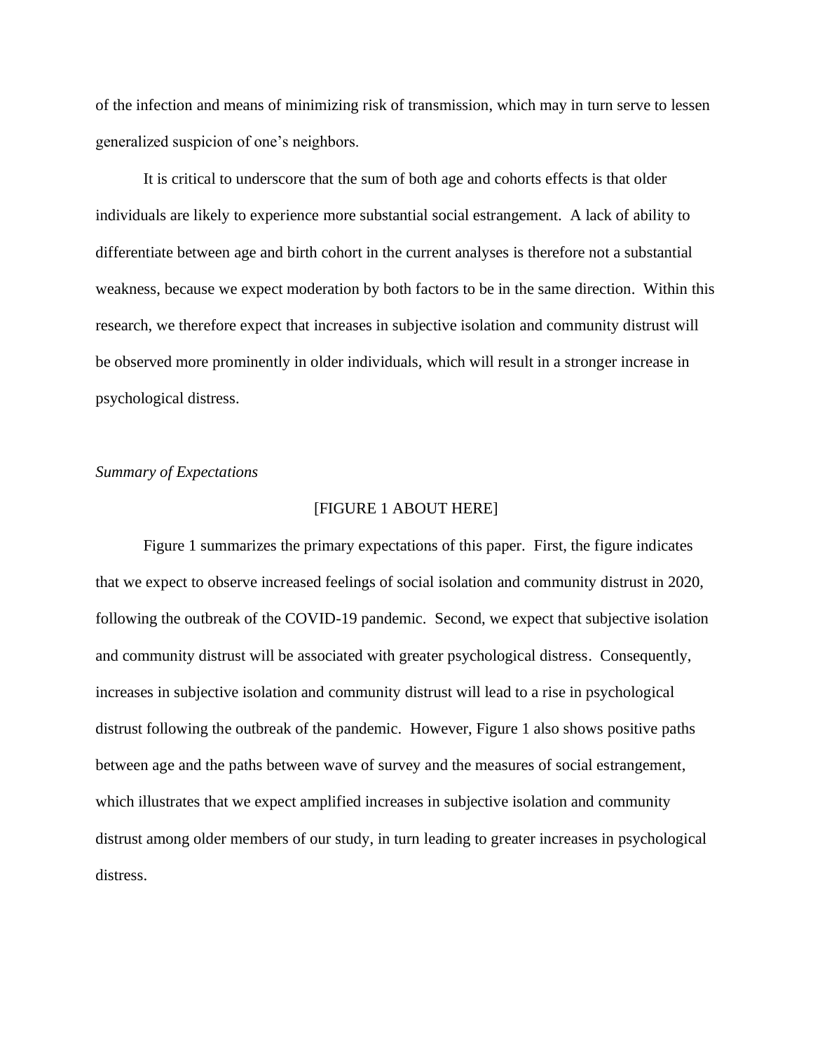of the infection and means of minimizing risk of transmission, which may in turn serve to lessen generalized suspicion of one's neighbors.

It is critical to underscore that the sum of both age and cohorts effects is that older individuals are likely to experience more substantial social estrangement. A lack of ability to differentiate between age and birth cohort in the current analyses is therefore not a substantial weakness, because we expect moderation by both factors to be in the same direction. Within this research, we therefore expect that increases in subjective isolation and community distrust will be observed more prominently in older individuals, which will result in a stronger increase in psychological distress.

*Summary of Expectations*

[FIGURE 1 ABOUT HERE]

Figure 1 summarizes the primary expectations of this paper. First, the figure indicates that we expect to observe increased feelings of social isolation and community distrust in 2020, following the outbreak of the COVID-19 pandemic. Second, we expect that subjective isolation and community distrust will be associated with greater psychological distress. Consequently, increases in subjective isolation and community distrust will lead to a rise in psychological distrust following the outbreak of the pandemic. However, Figure 1 also shows positive paths between age and the paths between wave of survey and the measures of social estrangement, which illustrates that we expect amplified increases in subjective isolation and community distrust among older members of our study, in turn leading to greater increases in psychological distress.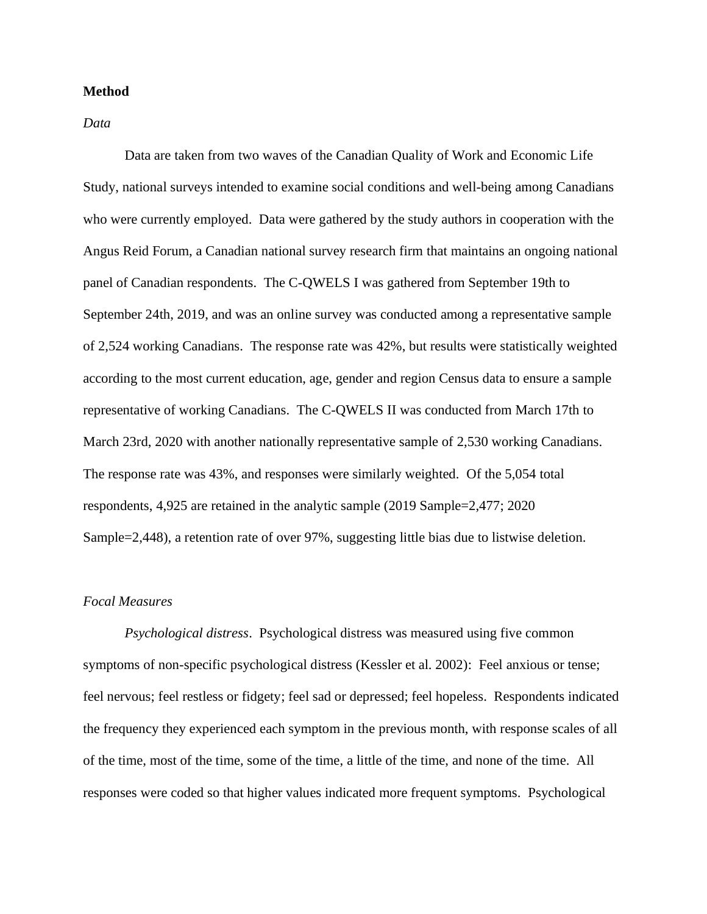**Method**

*Data*

Data are taken from two waves of the Canadian Quality of Work and Economic Life Study, national surveys intended to examine social conditions and well-being among Canadians who were currently employed. Data were gathered by the study authors in cooperation with the Angus Reid Forum, a Canadian national survey research firm that maintains an ongoing national panel of Canadian respondents. The C-QWELS I was gathered from September 19th to September 24th, 2019, and was an online survey was conducted among a representative sample of 2,524 working Canadians. The response rate was 42%, but results were statistically weighted according to the most current education, age, gender and region Census data to ensure a sample representative of working Canadians. The C-QWELS II was conducted from March 17th to March 23rd, 2020 with another nationally representative sample of 2,530 working Canadians. The response rate was 43%, and responses were similarly weighted. Of the 5,054 total respondents, 4,925 are retained in the analytic sample (2019 Sample=2,477; 2020 Sample=2,448), a retention rate of over 97%, suggesting little bias due to listwise deletion.

*Focal Measures*

*Psychological distress*. Psychological distress was measured using five common symptoms of non-specific psychological distress (Kessler et al. 2002): Feel anxious or tense; feel nervous; feel restless or fidgety; feel sad or depressed; feel hopeless. Respondents indicated the frequency they experienced each symptom in the previous month, with response scales of all of the time, most of the time, some of the time, a little of the time, and none of the time. All responses were coded so that higher values indicated more frequent symptoms. Psychological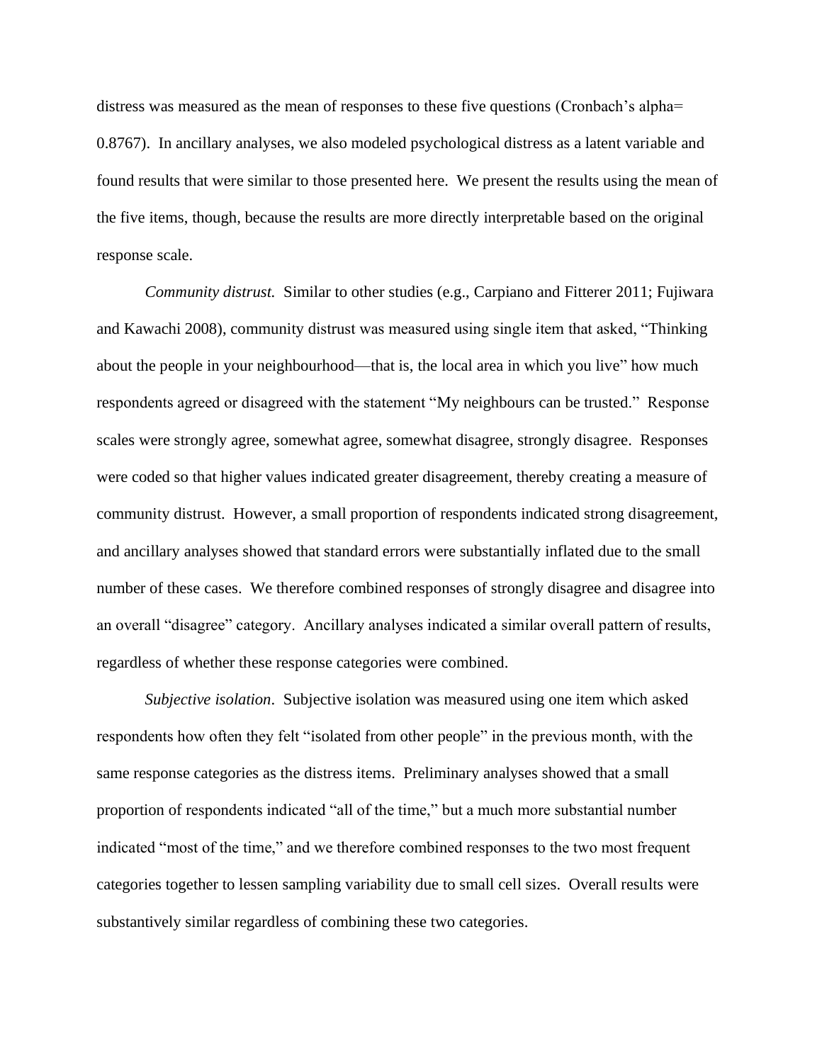distress was measured as the mean of responses to these five questions (Cronbach's alpha= 0.8767). In ancillary analyses, we also modeled psychological distress as a latent variable and found results that were similar to those presented here. We present the results using the mean of the five items, though, because the results are more directly interpretable based on the original response scale.

*Community distrust.* Similar to other studies (e.g., Carpiano and Fitterer 2011; Fujiwara and Kawachi 2008), community distrust was measured using single item that asked, "Thinking about the people in your neighbourhood—that is, the local area in which you live" how much respondents agreed or disagreed with the statement "My neighbours can be trusted." Response scales were strongly agree, somewhat agree, somewhat disagree, strongly disagree. Responses were coded so that higher values indicated greater disagreement, thereby creating a measure of community distrust. However, a small proportion of respondents indicated strong disagreement, and ancillary analyses showed that standard errors were substantially inflated due to the small number of these cases. We therefore combined responses of strongly disagree and disagree into an overall "disagree" category. Ancillary analyses indicated a similar overall pattern of results, regardless of whether these response categories were combined.

*Subjective isolation*. Subjective isolation was measured using one item which asked respondents how often they felt "isolated from other people" in the previous month, with the same response categories as the distress items. Preliminary analyses showed that a small proportion of respondents indicated "all of the time," but a much more substantial number indicated "most of the time," and we therefore combined responses to the two most frequent categories together to lessen sampling variability due to small cell sizes. Overall results were substantively similar regardless of combining these two categories.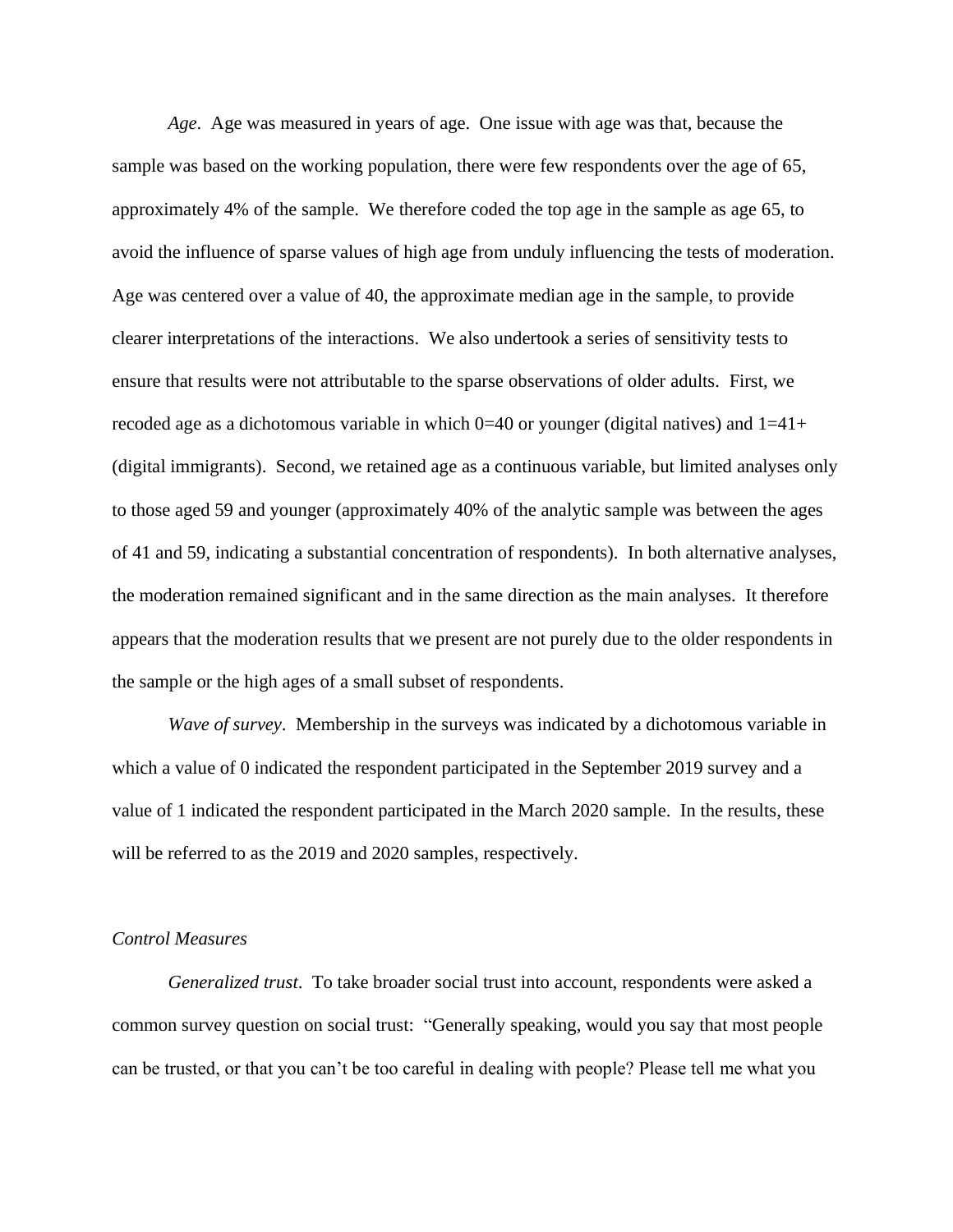*Age*. Age was measured in years of age. One issue with age was that, because the sample was based on the working population, there were few respondents over the age of 65, approximately 4% of the sample. We therefore coded the top age in the sample as age 65, to avoid the influence of sparse values of high age from unduly influencing the tests of moderation. Age was centered over a value of 40, the approximate median age in the sample, to provide clearer interpretations of the interactions. We also undertook a series of sensitivity tests to ensure that results were not attributable to the sparse observations of older adults. First, we recoded age as a dichotomous variable in which 0=40 or younger (digital natives) and 1=41+ (digital immigrants). Second, we retained age as a continuous variable, but limited analyses only to those aged 59 and younger (approximately 40% of the analytic sample was between the ages of 41 and 59, indicating a substantial concentration of respondents). In both alternative analyses, the moderation remained significant and in the same direction as the main analyses. It therefore appears that the moderation results that we present are not purely due to the older respondents in the sample or the high ages of a small subset of respondents.

*Wave of survey*. Membership in the surveys was indicated by a dichotomous variable in which a value of 0 indicated the respondent participated in the September 2019 survey and a value of 1 indicated the respondent participated in the March 2020 sample. In the results, these will be referred to as the 2019 and 2020 samples, respectively.

### *Control Measures*

*Generalized trust*. To take broader social trust into account, respondents were asked a common survey question on social trust: "Generally speaking, would you say that most people can be trusted, or that you can't be too careful in dealing with people? Please tell me what you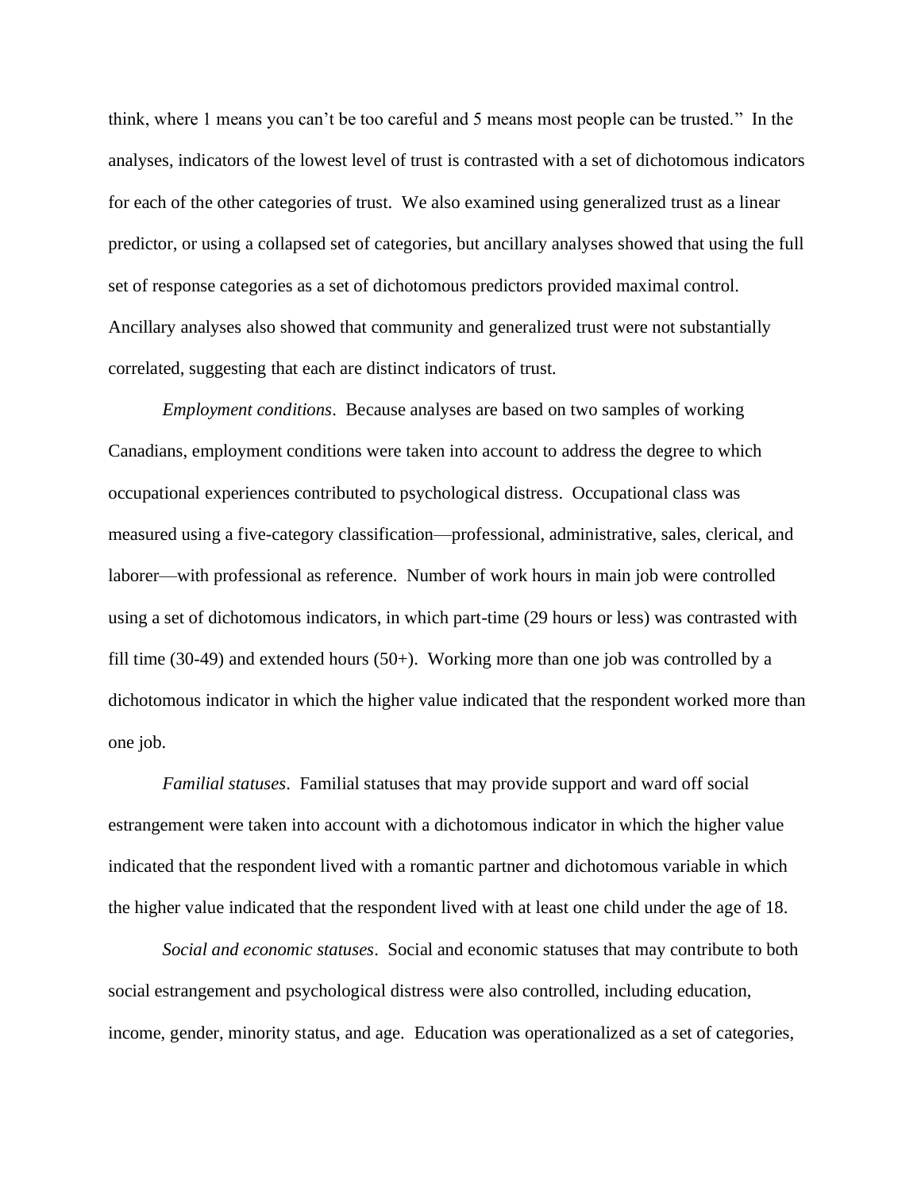think, where 1 means you can't be too careful and 5 means most people can be trusted." In the analyses, indicators of the lowest level of trust is contrasted with a set of dichotomous indicators for each of the other categories of trust. We also examined using generalized trust as a linear predictor, or using a collapsed set of categories, but ancillary analyses showed that using the full set of response categories as a set of dichotomous predictors provided maximal control. Ancillary analyses also showed that community and generalized trust were not substantially correlated, suggesting that each are distinct indicators of trust.

*Employment conditions*. Because analyses are based on two samples of working Canadians, employment conditions were taken into account to address the degree to which occupational experiences contributed to psychological distress. Occupational class was measured using a five-category classification—professional, administrative, sales, clerical, and laborer—with professional as reference. Number of work hours in main job were controlled using a set of dichotomous indicators, in which part-time (29 hours or less) was contrasted with fill time (30-49) and extended hours (50+). Working more than one job was controlled by a dichotomous indicator in which the higher value indicated that the respondent worked more than one job.

*Familial statuses*. Familial statuses that may provide support and ward off social estrangement were taken into account with a dichotomous indicator in which the higher value indicated that the respondent lived with a romantic partner and dichotomous variable in which the higher value indicated that the respondent lived with at least one child under the age of 18.

*Social and economic statuses*. Social and economic statuses that may contribute to both social estrangement and psychological distress were also controlled, including education, income, gender, minority status, and age. Education was operationalized as a set of categories,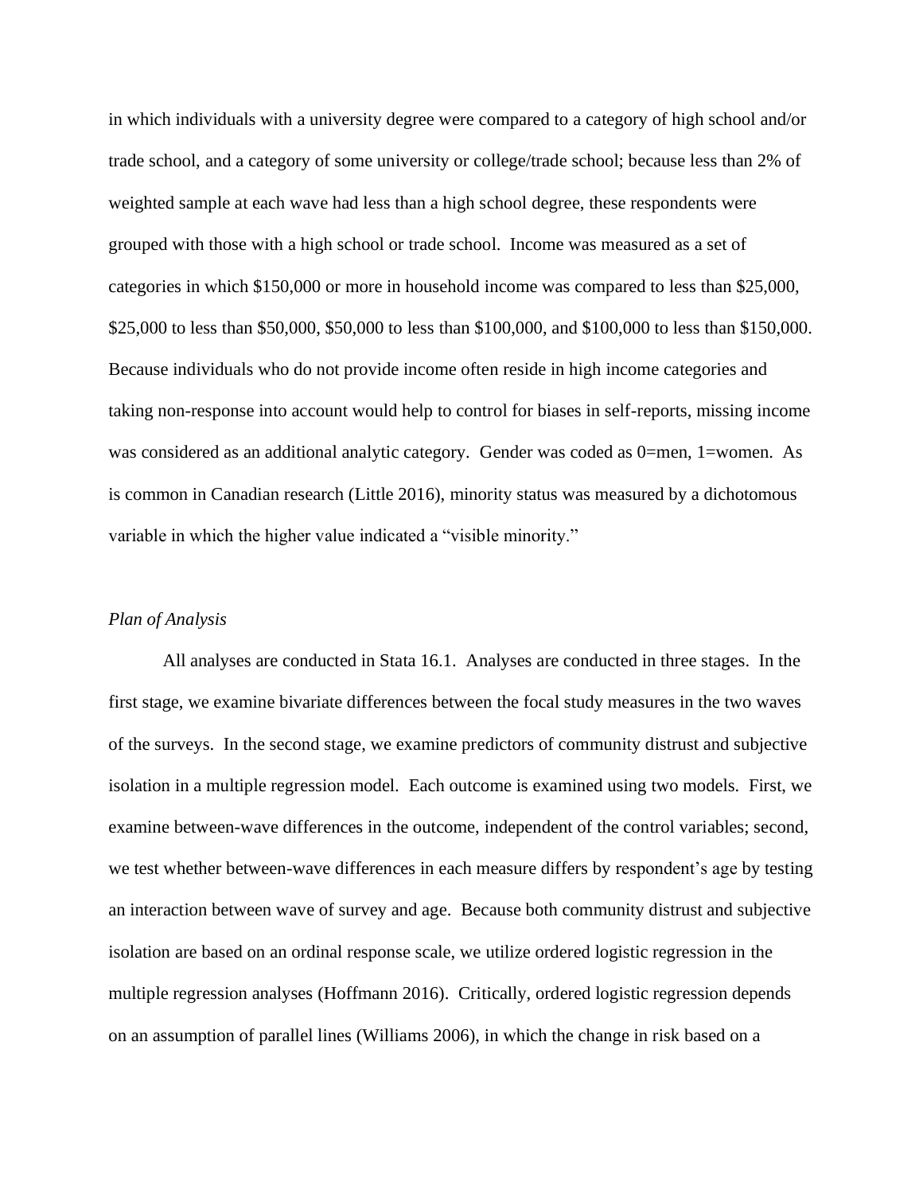in which individuals with a university degree were compared to a category of high school and/or trade school, and a category of some university or college/trade school; because less than 2% of weighted sample at each wave had less than a high school degree, these respondents were grouped with those with a high school or trade school. Income was measured as a set of categories in which $150,000 or more in household income was compared to less than $25,000, $25,000 to less than $50,000, $50,000 to less than $100,000, and $100,000 to less than $150,000. Because individuals who do not provide income often reside in high income categories and taking non-response into account would help to control for biases in self-reports, missing income was considered as an additional analytic category. Gender was coded as 0=men, 1=women. As is common in Canadian research (Little 2016), minority status was measured by a dichotomous variable in which the higher value indicated a "visible minority."

*Plan of Analysis*

All analyses are conducted in Stata 16.1. Analyses are conducted in three stages. In the first stage, we examine bivariate differences between the focal study measures in the two waves of the surveys. In the second stage, we examine predictors of community distrust and subjective isolation in a multiple regression model. Each outcome is examined using two models. First, we examine between-wave differences in the outcome, independent of the control variables; second, we test whether between-wave differences in each measure differs by respondent's age by testing an interaction between wave of survey and age. Because both community distrust and subjective isolation are based on an ordinal response scale, we utilize ordered logistic regression in the multiple regression analyses (Hoffmann 2016). Critically, ordered logistic regression depends on an assumption of parallel lines (Williams 2006), in which the change in risk based on a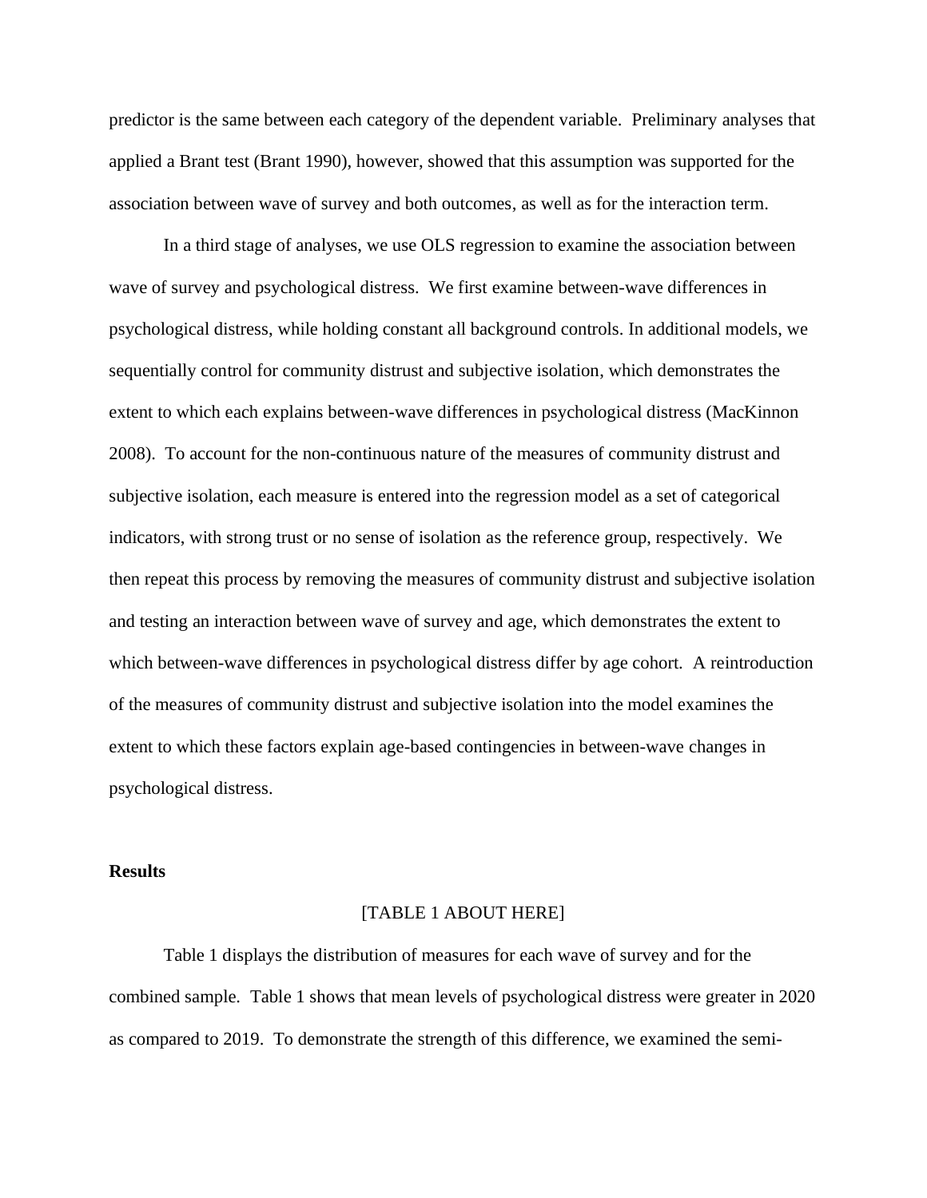predictor is the same between each category of the dependent variable. Preliminary analyses that applied a Brant test (Brant 1990), however, showed that this assumption was supported for the association between wave of survey and both outcomes, as well as for the interaction term.

In a third stage of analyses, we use OLS regression to examine the association between wave of survey and psychological distress. We first examine between-wave differences in psychological distress, while holding constant all background controls. In additional models, we sequentially control for community distrust and subjective isolation, which demonstrates the extent to which each explains between-wave differences in psychological distress (MacKinnon 2008). To account for the non-continuous nature of the measures of community distrust and subjective isolation, each measure is entered into the regression model as a set of categorical indicators, with strong trust or no sense of isolation as the reference group, respectively. We then repeat this process by removing the measures of community distrust and subjective isolation and testing an interaction between wave of survey and age, which demonstrates the extent to which between-wave differences in psychological distress differ by age cohort. A reintroduction of the measures of community distrust and subjective isolation into the model examines the extent to which these factors explain age-based contingencies in between-wave changes in psychological distress.

**Results**

[TABLE 1 ABOUT HERE]

Table 1 displays the distribution of measures for each wave of survey and for the combined sample. Table 1 shows that mean levels of psychological distress were greater in 2020 as compared to 2019. To demonstrate the strength of this difference, we examined the semi-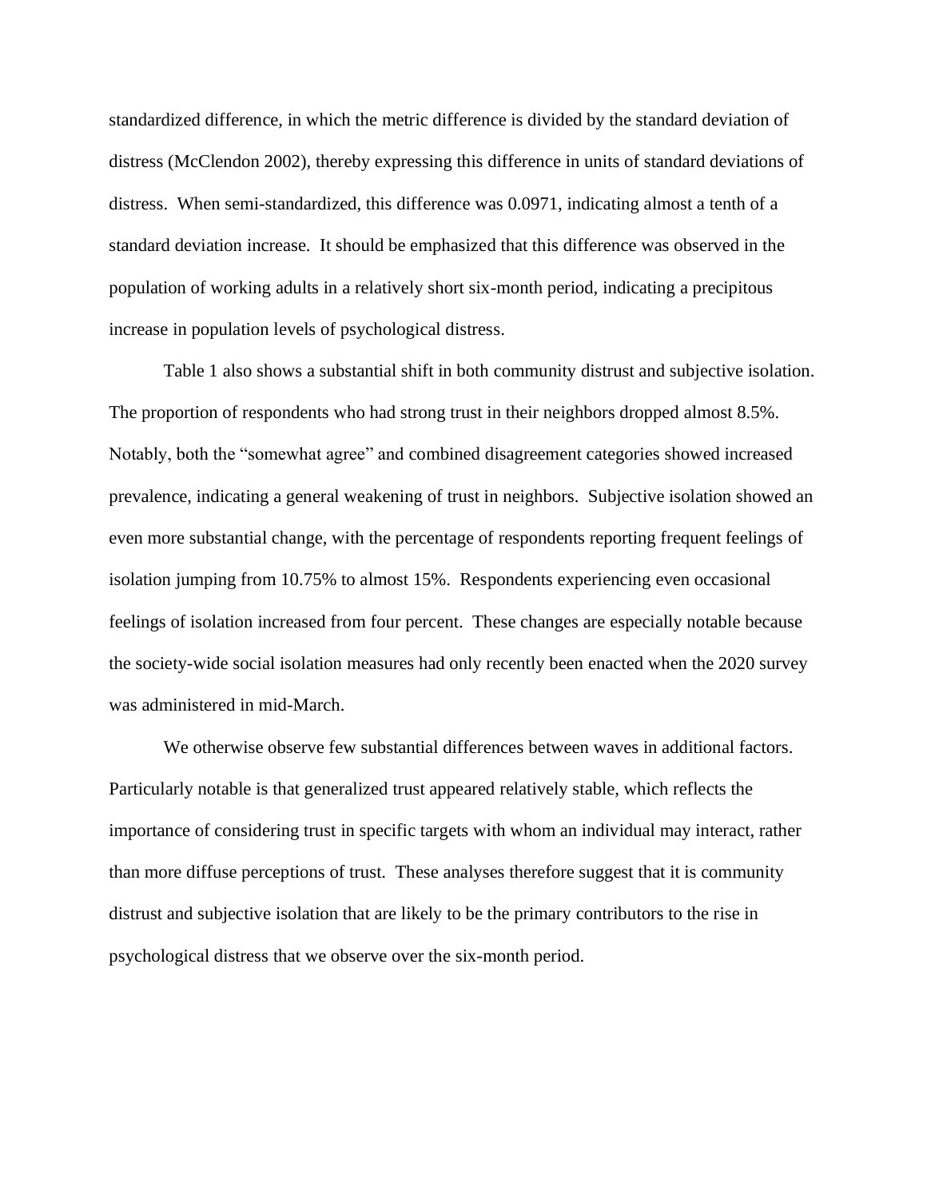standardized difference, in which the metric difference is divided by the standard deviation of distress (McClendon 2002), thereby expressing this difference in units of standard deviations of distress. When semi-standardized, this difference was 0.0971, indicating almost a tenth of a standard deviation increase. It should be emphasized that this difference was observed in the population of working adults in a relatively short six-month period, indicating a precipitous increase in population levels of psychological distress.

Table 1 also shows a substantial shift in both community distrust and subjective isolation. The proportion of respondents who had strong trust in their neighbors dropped almost 8.5%. Notably, both the "somewhat agree" and combined disagreement categories showed increased prevalence, indicating a general weakening of trust in neighbors. Subjective isolation showed an even more substantial change, with the percentage of respondents reporting frequent feelings of isolation jumping from 10.75% to almost 15%. Respondents experiencing even occasional feelings of isolation increased from four percent. These changes are especially notable because the society-wide social isolation measures had only recently been enacted when the 2020 survey was administered in mid-March.

We otherwise observe few substantial differences between waves in additional factors. Particularly notable is that generalized trust appeared relatively stable, which reflects the importance of considering trust in specific targets with whom an individual may interact, rather than more diffuse perceptions of trust. These analyses therefore suggest that it is community distrust and subjective isolation that are likely to be the primary contributors to the rise in psychological distress that we observe over the six-month period.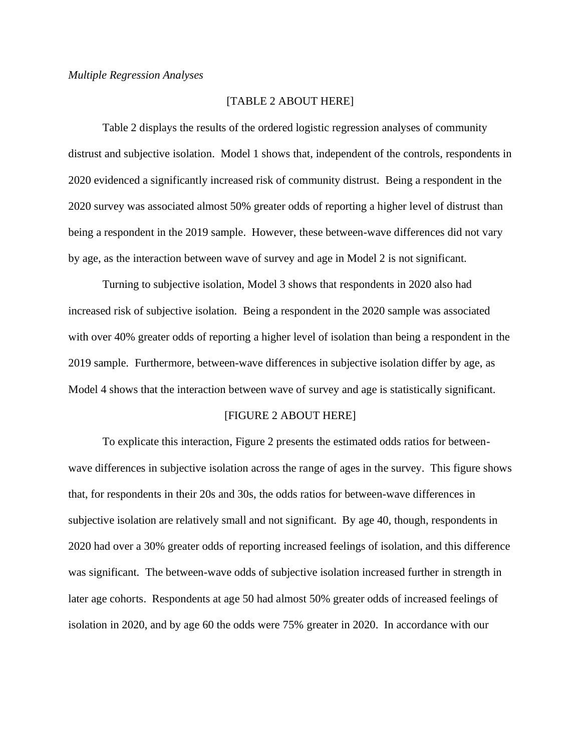*Multiple Regression Analyses*

[TABLE 2 ABOUT HERE]

Table 2 displays the results of the ordered logistic regression analyses of community distrust and subjective isolation. Model 1 shows that, independent of the controls, respondents in 2020 evidenced a significantly increased risk of community distrust. Being a respondent in the 2020 survey was associated almost 50% greater odds of reporting a higher level of distrust than being a respondent in the 2019 sample. However, these between-wave differences did not vary by age, as the interaction between wave of survey and age in Model 2 is not significant.

Turning to subjective isolation, Model 3 shows that respondents in 2020 also had increased risk of subjective isolation. Being a respondent in the 2020 sample was associated with over 40% greater odds of reporting a higher level of isolation than being a respondent in the 2019 sample. Furthermore, between-wave differences in subjective isolation differ by age, as Model 4 shows that the interaction between wave of survey and age is statistically significant.

[FIGURE 2 ABOUT HERE]

To explicate this interaction, Figure 2 presents the estimated odds ratios for between-wave differences in subjective isolation across the range of ages in the survey. This figure shows that, for respondents in their 20s and 30s, the odds ratios for between-wave differences in subjective isolation are relatively small and not significant. By age 40, though, respondents in 2020 had over a 30% greater odds of reporting increased feelings of isolation, and this difference was significant. The between-wave odds of subjective isolation increased further in strength in later age cohorts. Respondents at age 50 had almost 50% greater odds of increased feelings of isolation in 2020, and by age 60 the odds were 75% greater in 2020. In accordance with our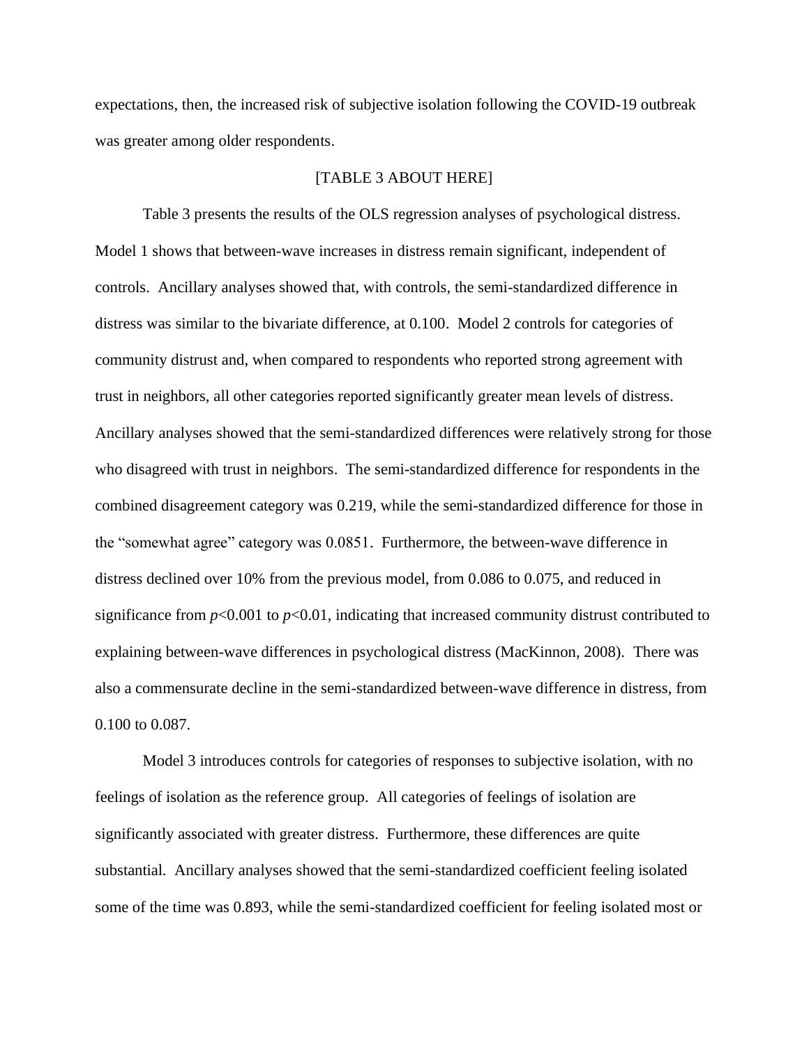expectations, then, the increased risk of subjective isolation following the COVID-19 outbreak was greater among older respondents.

[TABLE 3 ABOUT HERE]

Table 3 presents the results of the OLS regression analyses of psychological distress. Model 1 shows that between-wave increases in distress remain significant, independent of controls. Ancillary analyses showed that, with controls, the semi-standardized difference in distress was similar to the bivariate difference, at 0.100. Model 2 controls for categories of community distrust and, when compared to respondents who reported strong agreement with trust in neighbors, all other categories reported significantly greater mean levels of distress. Ancillary analyses showed that the semi-standardized differences were relatively strong for those who disagreed with trust in neighbors. The semi-standardized difference for respondents in the combined disagreement category was 0.219, while the semi-standardized difference for those in the "somewhat agree" category was 0.0851. Furthermore, the between-wave difference in distress declined over 10% from the previous model, from 0.086 to 0.075, and reduced in significance from $p<0.001$ to $p<0.01$, indicating that increased community distrust contributed to explaining between-wave differences in psychological distress (MacKinnon, 2008). There was also a commensurate decline in the semi-standardized between-wave difference in distress, from 0.100 to 0.087.

Model 3 introduces controls for categories of responses to subjective isolation, with no feelings of isolation as the reference group. All categories of feelings of isolation are significantly associated with greater distress. Furthermore, these differences are quite substantial. Ancillary analyses showed that the semi-standardized coefficient feeling isolated some of the time was 0.893, while the semi-standardized coefficient for feeling isolated most or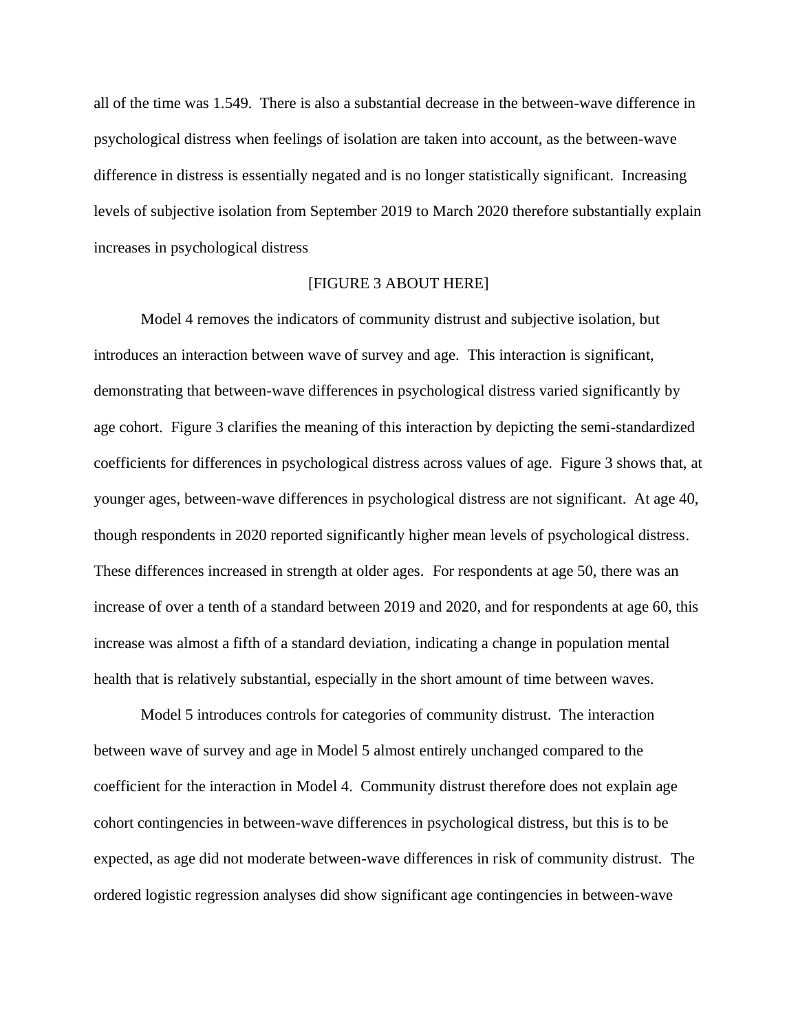all of the time was 1.549. There is also a substantial decrease in the between-wave difference in psychological distress when feelings of isolation are taken into account, as the between-wave difference in distress is essentially negated and is no longer statistically significant. Increasing levels of subjective isolation from September 2019 to March 2020 therefore substantially explain increases in psychological distress

[FIGURE 3 ABOUT HERE]

Model 4 removes the indicators of community distrust and subjective isolation, but introduces an interaction between wave of survey and age. This interaction is significant, demonstrating that between-wave differences in psychological distress varied significantly by age cohort. Figure 3 clarifies the meaning of this interaction by depicting the semi-standardized coefficients for differences in psychological distress across values of age. Figure 3 shows that, at younger ages, between-wave differences in psychological distress are not significant. At age 40, though respondents in 2020 reported significantly higher mean levels of psychological distress. These differences increased in strength at older ages. For respondents at age 50, there was an increase of over a tenth of a standard between 2019 and 2020, and for respondents at age 60, this increase was almost a fifth of a standard deviation, indicating a change in population mental health that is relatively substantial, especially in the short amount of time between waves.

Model 5 introduces controls for categories of community distrust. The interaction between wave of survey and age in Model 5 almost entirely unchanged compared to the coefficient for the interaction in Model 4. Community distrust therefore does not explain age cohort contingencies in between-wave differences in psychological distress, but this is to be expected, as age did not moderate between-wave differences in risk of community distrust. The ordered logistic regression analyses did show significant age contingencies in between-wave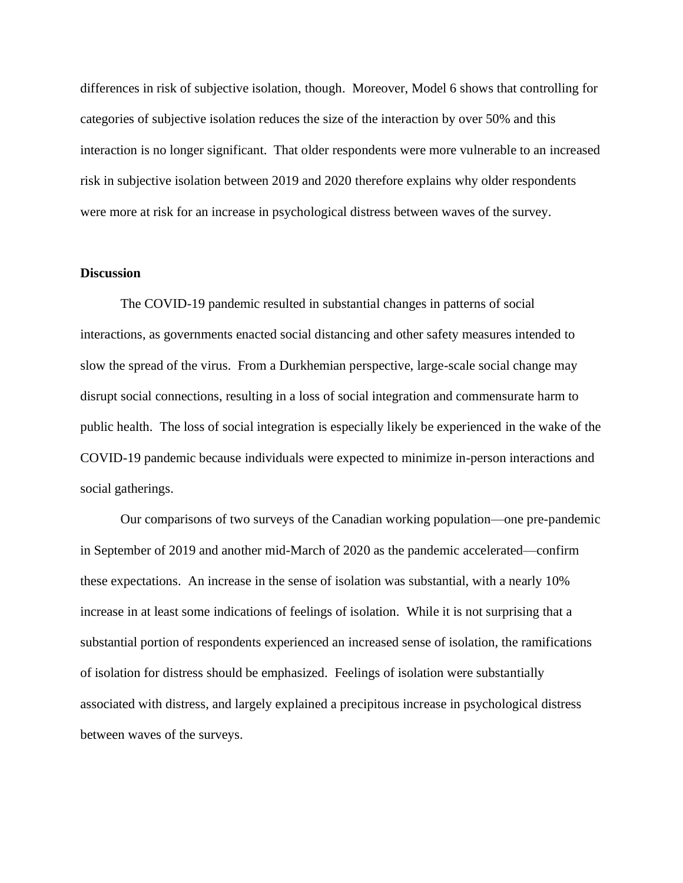differences in risk of subjective isolation, though. Moreover, Model 6 shows that controlling for categories of subjective isolation reduces the size of the interaction by over 50% and this interaction is no longer significant. That older respondents were more vulnerable to an increased risk in subjective isolation between 2019 and 2020 therefore explains why older respondents were more at risk for an increase in psychological distress between waves of the survey.

**Discussion**

The COVID-19 pandemic resulted in substantial changes in patterns of social interactions, as governments enacted social distancing and other safety measures intended to slow the spread of the virus. From a Durkhemian perspective, large-scale social change may disrupt social connections, resulting in a loss of social integration and commensurate harm to public health. The loss of social integration is especially likely be experienced in the wake of the COVID-19 pandemic because individuals were expected to minimize in-person interactions and social gatherings.

Our comparisons of two surveys of the Canadian working population—one pre-pandemic in September of 2019 and another mid-March of 2020 as the pandemic accelerated—confirm these expectations. An increase in the sense of isolation was substantial, with a nearly 10% increase in at least some indications of feelings of isolation. While it is not surprising that a substantial portion of respondents experienced an increased sense of isolation, the ramifications of isolation for distress should be emphasized. Feelings of isolation were substantially associated with distress, and largely explained a precipitous increase in psychological distress between waves of the surveys.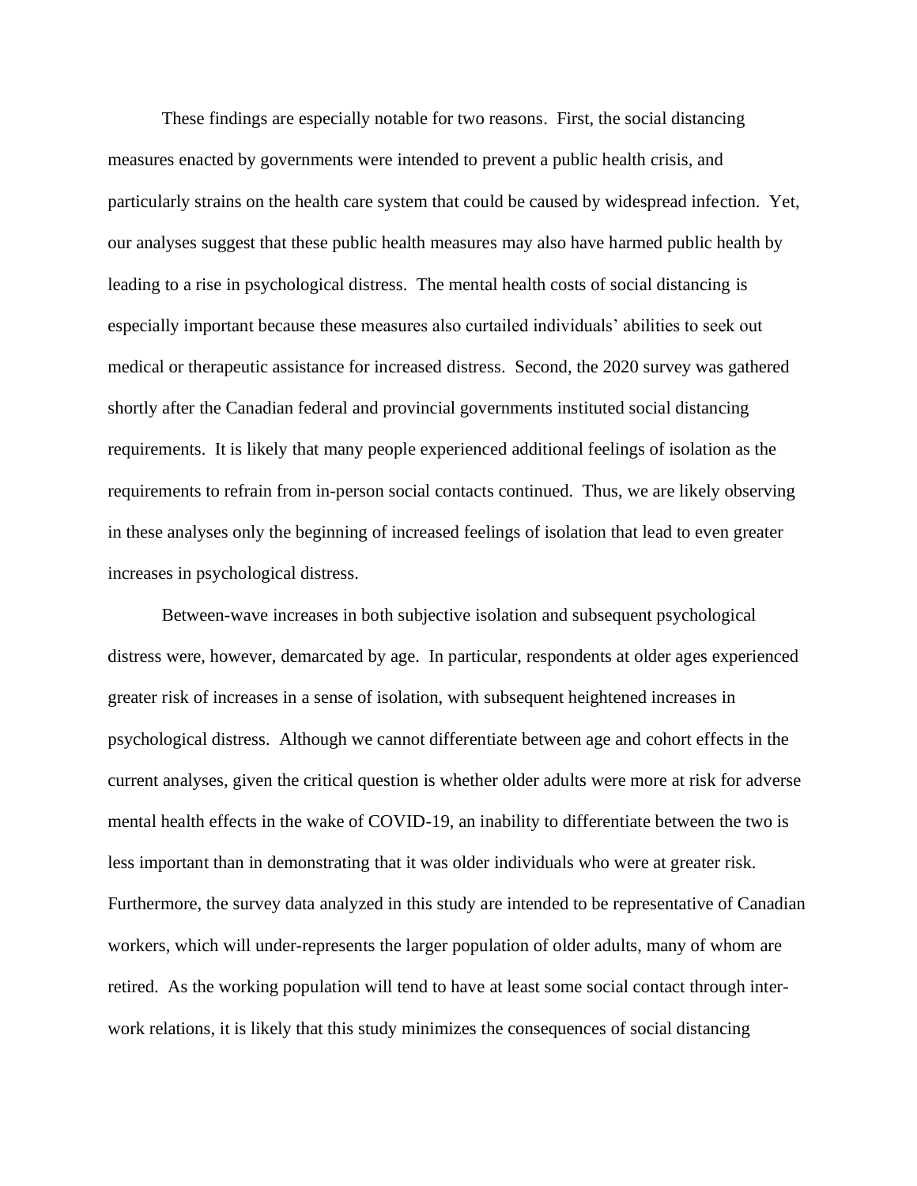These findings are especially notable for two reasons. First, the social distancing measures enacted by governments were intended to prevent a public health crisis, and particularly strains on the health care system that could be caused by widespread infection. Yet, our analyses suggest that these public health measures may also have harmed public health by leading to a rise in psychological distress. The mental health costs of social distancing is especially important because these measures also curtailed individuals' abilities to seek out medical or therapeutic assistance for increased distress. Second, the 2020 survey was gathered shortly after the Canadian federal and provincial governments instituted social distancing requirements. It is likely that many people experienced additional feelings of isolation as the requirements to refrain from in-person social contacts continued. Thus, we are likely observing in these analyses only the beginning of increased feelings of isolation that lead to even greater increases in psychological distress.

Between-wave increases in both subjective isolation and subsequent psychological distress were, however, demarcated by age. In particular, respondents at older ages experienced greater risk of increases in a sense of isolation, with subsequent heightened increases in psychological distress. Although we cannot differentiate between age and cohort effects in the current analyses, given the critical question is whether older adults were more at risk for adverse mental health effects in the wake of COVID-19, an inability to differentiate between the two is less important than in demonstrating that it was older individuals who were at greater risk. Furthermore, the survey data analyzed in this study are intended to be representative of Canadian workers, which will under-represents the larger population of older adults, many of whom are retired. As the working population will tend to have at least some social contact through inter-work relations, it is likely that this study minimizes the consequences of social distancing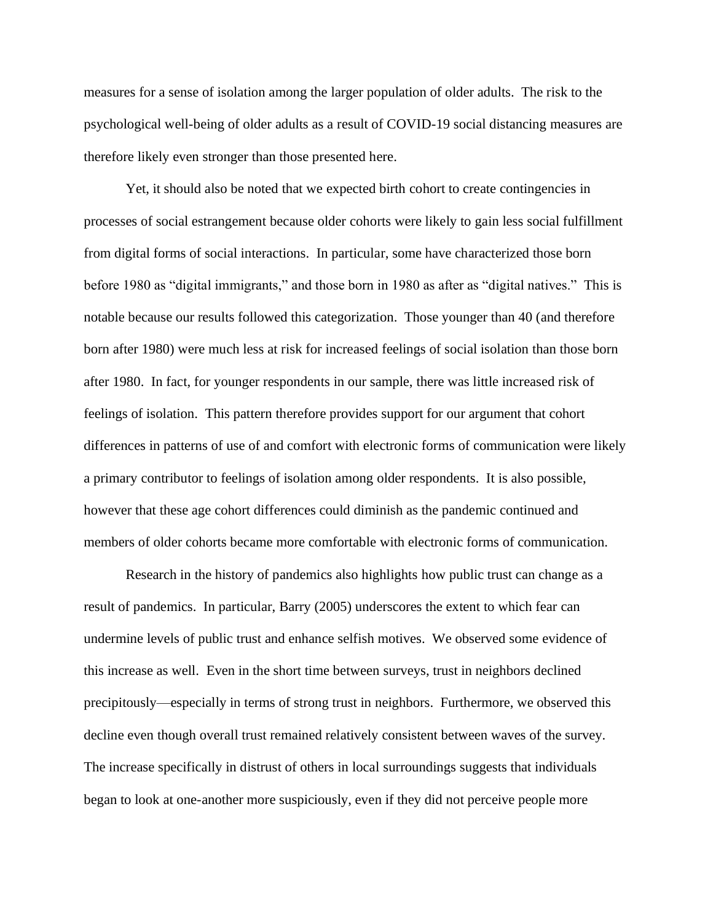measures for a sense of isolation among the larger population of older adults. The risk to the psychological well-being of older adults as a result of COVID-19 social distancing measures are therefore likely even stronger than those presented here.

Yet, it should also be noted that we expected birth cohort to create contingencies in processes of social estrangement because older cohorts were likely to gain less social fulfillment from digital forms of social interactions. In particular, some have characterized those born before 1980 as "digital immigrants," and those born in 1980 as after as "digital natives." This is notable because our results followed this categorization. Those younger than 40 (and therefore born after 1980) were much less at risk for increased feelings of social isolation than those born after 1980. In fact, for younger respondents in our sample, there was little increased risk of feelings of isolation. This pattern therefore provides support for our argument that cohort differences in patterns of use of and comfort with electronic forms of communication were likely a primary contributor to feelings of isolation among older respondents. It is also possible, however that these age cohort differences could diminish as the pandemic continued and members of older cohorts became more comfortable with electronic forms of communication.

Research in the history of pandemics also highlights how public trust can change as a result of pandemics. In particular, Barry (2005) underscores the extent to which fear can undermine levels of public trust and enhance selfish motives. We observed some evidence of this increase as well. Even in the short time between surveys, trust in neighbors declined precipitously—especially in terms of strong trust in neighbors. Furthermore, we observed this decline even though overall trust remained relatively consistent between waves of the survey. The increase specifically in distrust of others in local surroundings suggests that individuals began to look at one-another more suspiciously, even if they did not perceive people more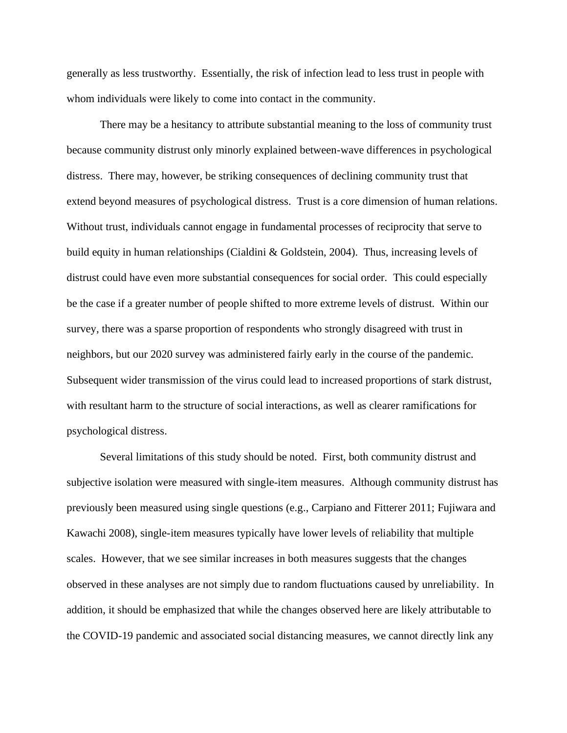generally as less trustworthy. Essentially, the risk of infection lead to less trust in people with whom individuals were likely to come into contact in the community.

There may be a hesitancy to attribute substantial meaning to the loss of community trust because community distrust only minorly explained between-wave differences in psychological distress. There may, however, be striking consequences of declining community trust that extend beyond measures of psychological distress. Trust is a core dimension of human relations. Without trust, individuals cannot engage in fundamental processes of reciprocity that serve to build equity in human relationships (Cialdini & Goldstein, 2004). Thus, increasing levels of distrust could have even more substantial consequences for social order. This could especially be the case if a greater number of people shifted to more extreme levels of distrust. Within our survey, there was a sparse proportion of respondents who strongly disagreed with trust in neighbors, but our 2020 survey was administered fairly early in the course of the pandemic. Subsequent wider transmission of the virus could lead to increased proportions of stark distrust, with resultant harm to the structure of social interactions, as well as clearer ramifications for psychological distress.

Several limitations of this study should be noted. First, both community distrust and subjective isolation were measured with single-item measures. Although community distrust has previously been measured using single questions (e.g., Carpiano and Fitterer 2011; Fujiwara and Kawachi 2008), single-item measures typically have lower levels of reliability that multiple scales. However, that we see similar increases in both measures suggests that the changes observed in these analyses are not simply due to random fluctuations caused by unreliability. In addition, it should be emphasized that while the changes observed here are likely attributable to the COVID-19 pandemic and associated social distancing measures, we cannot directly link any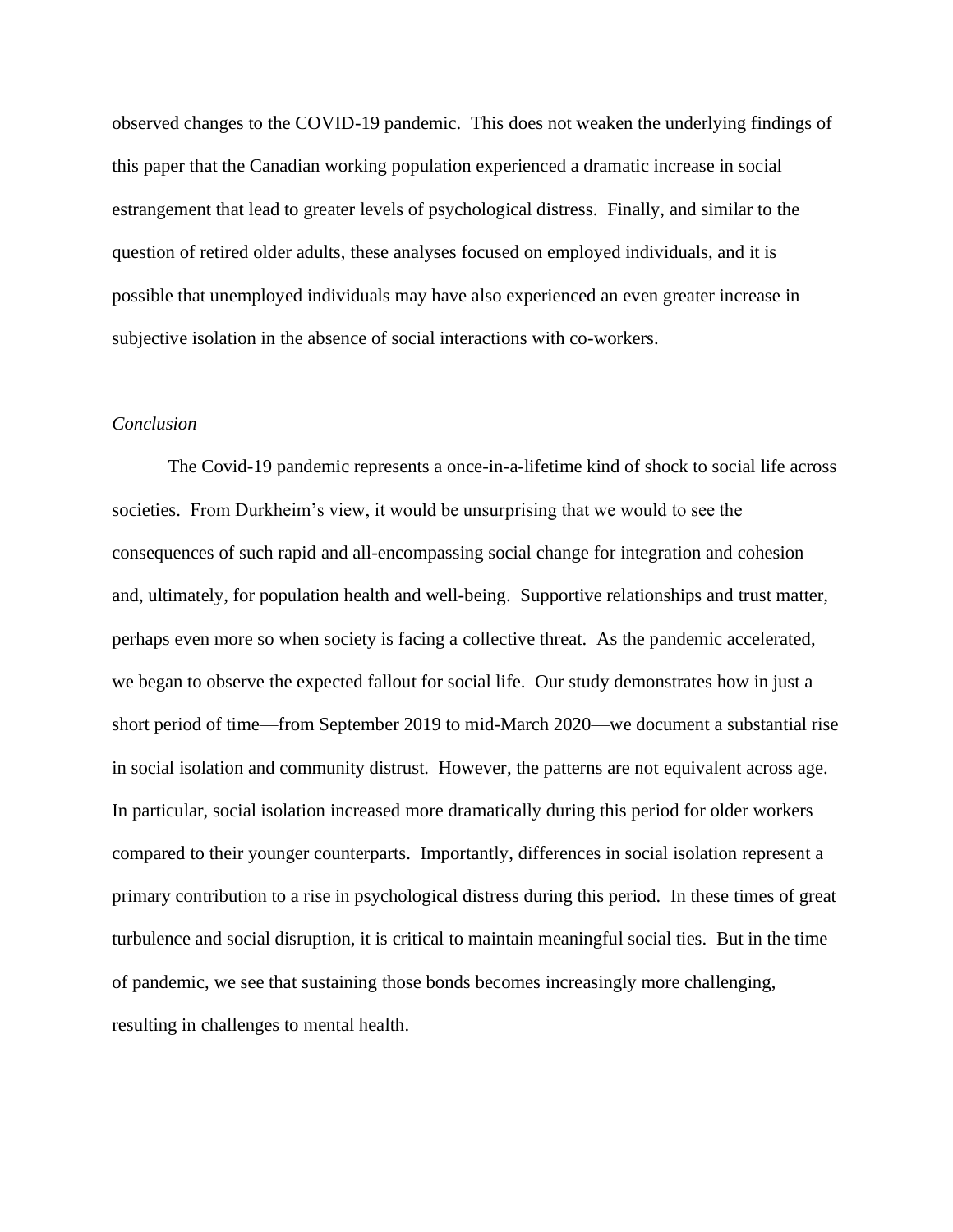observed changes to the COVID-19 pandemic. This does not weaken the underlying findings of this paper that the Canadian working population experienced a dramatic increase in social estrangement that lead to greater levels of psychological distress. Finally, and similar to the question of retired older adults, these analyses focused on employed individuals, and it is possible that unemployed individuals may have also experienced an even greater increase in subjective isolation in the absence of social interactions with co-workers.

*Conclusion*

The Covid-19 pandemic represents a once-in-a-lifetime kind of shock to social life across societies. From Durkheim's view, it would be unsurprising that we would to see the consequences of such rapid and all-encompassing social change for integration and cohesion—and, ultimately, for population health and well-being. Supportive relationships and trust matter, perhaps even more so when society is facing a collective threat. As the pandemic accelerated, we began to observe the expected fallout for social life. Our study demonstrates how in just a short period of time—from September 2019 to mid-March 2020—we document a substantial rise in social isolation and community distrust. However, the patterns are not equivalent across age. In particular, social isolation increased more dramatically during this period for older workers compared to their younger counterparts. Importantly, differences in social isolation represent a primary contribution to a rise in psychological distress during this period. In these times of great turbulence and social disruption, it is critical to maintain meaningful social ties. But in the time of pandemic, we see that sustaining those bonds becomes increasingly more challenging, resulting in challenges to mental health.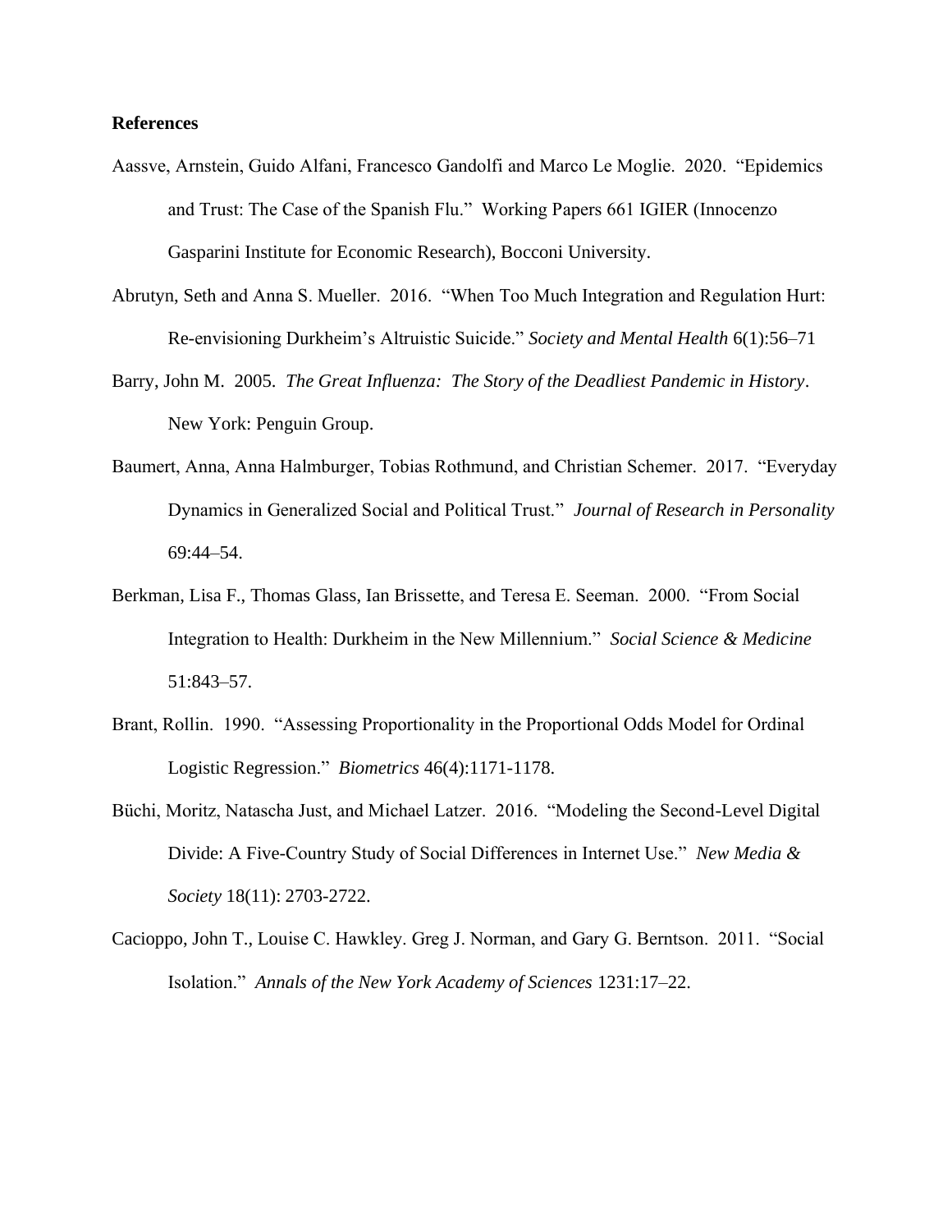**References**

Aassve, Arnstein, Guido Alfani, Francesco Gandolfi and Marco Le Moglie. 2020. "Epidemics and Trust: The Case of the Spanish Flu." Working Papers 661 IGIER (Innocenzo Gasparini Institute for Economic Research), Bocconi University.

Abrutyn, Seth and Anna S. Mueller. 2016. "When Too Much Integration and Regulation Hurt: Re-envisioning Durkheim's Altruistic Suicide." *Society and Mental Health* 6(1):56–71

Barry, John M. 2005. *The Great Influenza: The Story of the Deadliest Pandemic in History*. New York: Penguin Group.

Baumert, Anna, Anna Halmburger, Tobias Rothmund, and Christian Schemer. 2017. "Everyday Dynamics in Generalized Social and Political Trust." *Journal of Research in Personality* 69:44–54.

Berkman, Lisa F., Thomas Glass, Ian Brissette, and Teresa E. Seeman. 2000. "From Social Integration to Health: Durkheim in the New Millennium." *Social Science & Medicine* 51:843–57.

Brant, Rollin. 1990. "Assessing Proportionality in the Proportional Odds Model for Ordinal Logistic Regression." *Biometrics* 46(4):1171-1178.

Büchi, Moritz, Natascha Just, and Michael Latzer. 2016. "Modeling the Second-Level Digital Divide: A Five-Country Study of Social Differences in Internet Use." *New Media & Society* 18(11): 2703-2722.

Cacioppo, John T., Louise C. Hawkley. Greg J. Norman, and Gary G. Berntson. 2011. "Social Isolation." *Annals of the New York Academy of Sciences* 1231:17–22.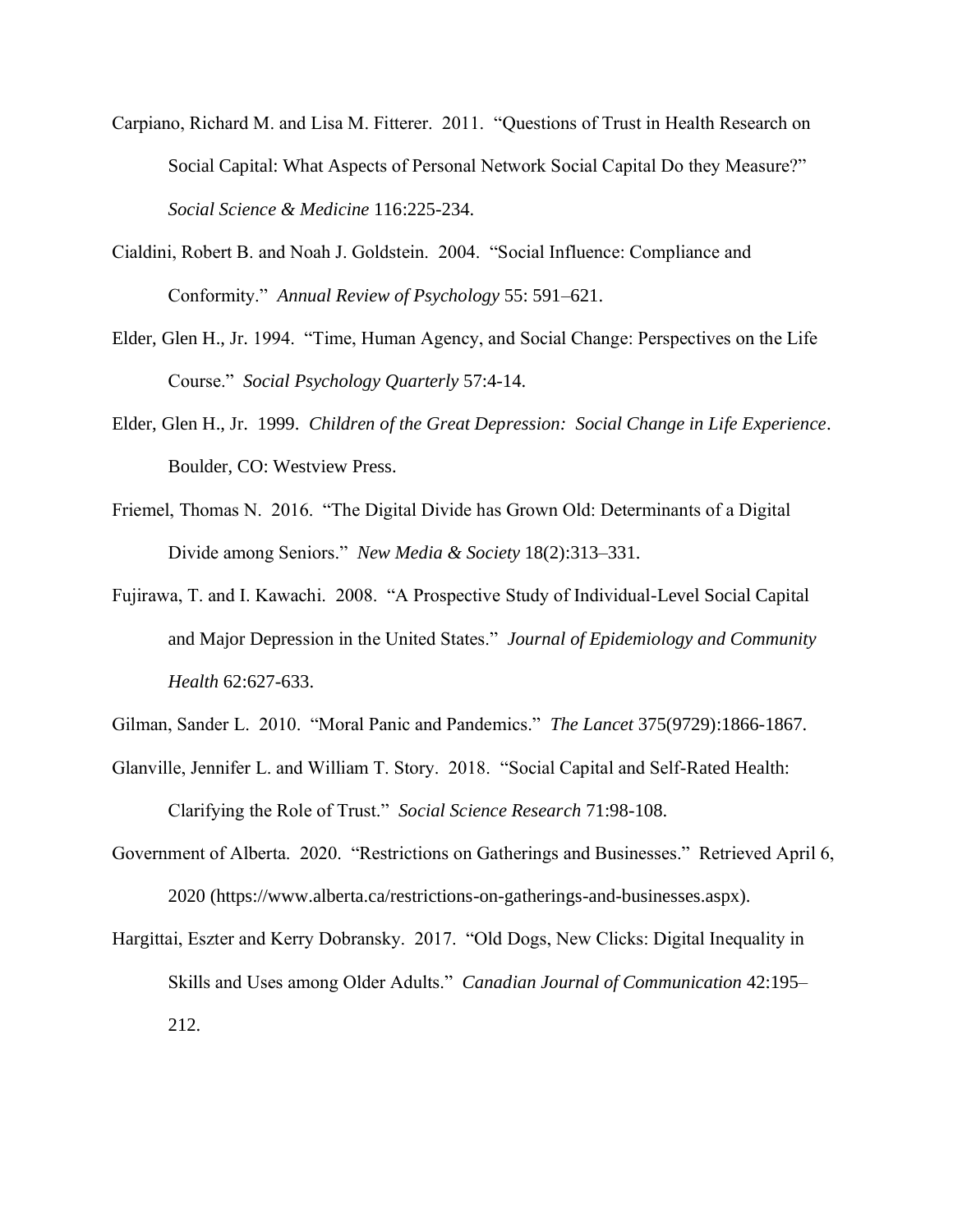Carpiano, Richard M. and Lisa M. Fitterer. 2011. "Questions of Trust in Health Research on Social Capital: What Aspects of Personal Network Social Capital Do they Measure?" *Social Science & Medicine* 116:225-234.

Cialdini, Robert B. and Noah J. Goldstein. 2004. "Social Influence: Compliance and Conformity." *Annual Review of Psychology* 55: 591–621.

Elder, Glen H., Jr. 1994. "Time, Human Agency, and Social Change: Perspectives on the Life Course." *Social Psychology Quarterly* 57:4-14.

Elder, Glen H., Jr. 1999. *Children of the Great Depression: Social Change in Life Experience*. Boulder, CO: Westview Press.

Friemel, Thomas N. 2016. "The Digital Divide has Grown Old: Determinants of a Digital Divide among Seniors." *New Media & Society* 18(2):313–331.

Fujirawa, T. and I. Kawachi. 2008. "A Prospective Study of Individual-Level Social Capital and Major Depression in the United States." *Journal of Epidemiology and Community Health* 62:627-633.

Gilman, Sander L. 2010. "Moral Panic and Pandemics." *The Lancet* 375(9729):1866-1867.

Glanville, Jennifer L. and William T. Story. 2018. "Social Capital and Self-Rated Health: Clarifying the Role of Trust." *Social Science Research* 71:98-108.

Government of Alberta. 2020. "Restrictions on Gatherings and Businesses." Retrieved April 6, 2020 (https://www.alberta.ca/restrictions-on-gatherings-and-businesses.aspx).

Hargittai, Eszter and Kerry Dobransky. 2017. "Old Dogs, New Clicks: Digital Inequality in Skills and Uses among Older Adults." *Canadian Journal of Communication* 42:195–212.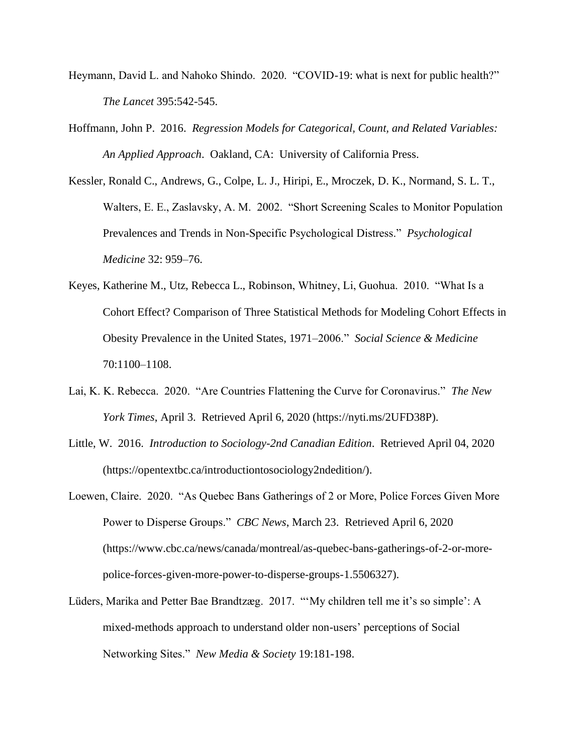Heymann, David L. and Nahoko Shindo. 2020. "COVID-19: what is next for public health?" *The Lancet* 395:542-545.

Hoffmann, John P. 2016. *Regression Models for Categorical, Count, and Related Variables: An Applied Approach*. Oakland, CA: University of California Press.

Kessler, Ronald C., Andrews, G., Colpe, L. J., Hiripi, E., Mroczek, D. K., Normand, S. L. T., Walters, E. E., Zaslavsky, A. M. 2002. "Short Screening Scales to Monitor Population Prevalences and Trends in Non-Specific Psychological Distress." *Psychological Medicine* 32: 959–76.

Keyes, Katherine M., Utz, Rebecca L., Robinson, Whitney, Li, Guohua. 2010. "What Is a Cohort Effect? Comparison of Three Statistical Methods for Modeling Cohort Effects in Obesity Prevalence in the United States, 1971–2006." *Social Science & Medicine* 70:1100–1108.

Lai, K. K. Rebecca. 2020. "Are Countries Flattening the Curve for Coronavirus." *The New York Times*, April 3. Retrieved April 6, 2020 (https://nyti.ms/2UFD38P).

Little, W. 2016. *Introduction to Sociology-2nd Canadian Edition*. Retrieved April 04, 2020 (https://opentextbc.ca/introductiontosociology2ndedition/).

Loewen, Claire. 2020. "As Quebec Bans Gatherings of 2 or More, Police Forces Given More Power to Disperse Groups." *CBC News*, March 23. Retrieved April 6, 2020 (https://www.cbc.ca/news/canada/montreal/as-quebec-bans-gatherings-of-2-or-more-police-forces-given-more-power-to-disperse-groups-1.5506327).

Lüders, Marika and Petter Bae Brandtzæg. 2017. "'My children tell me it's so simple': A mixed-methods approach to understand older non-users' perceptions of Social Networking Sites." *New Media & Society* 19:181-198.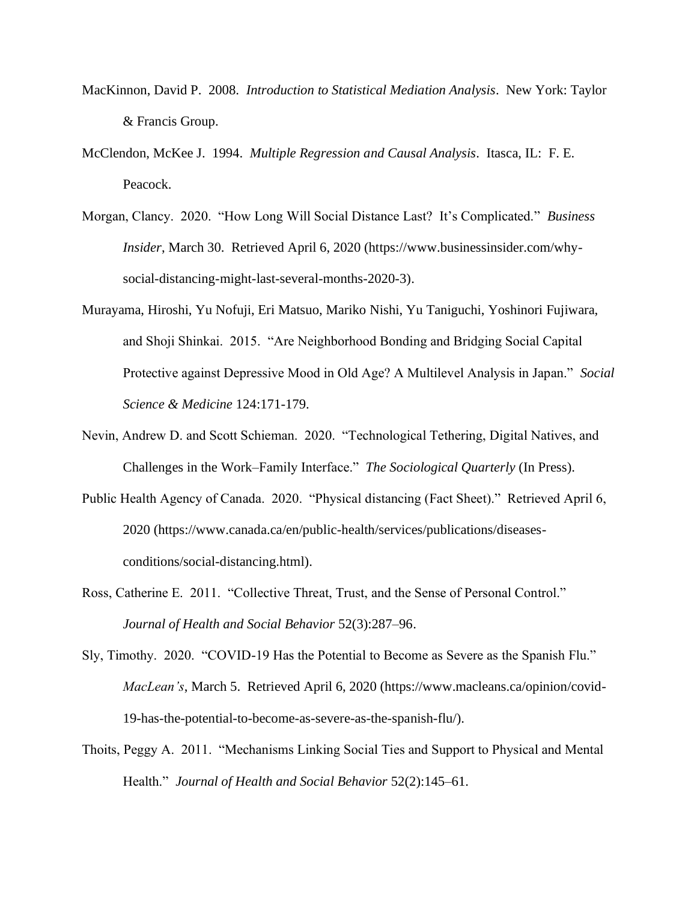MacKinnon, David P. 2008. *Introduction to Statistical Mediation Analysis*. New York: Taylor & Francis Group.

McClendon, McKee J. 1994. *Multiple Regression and Causal Analysis*. Itasca, IL: F. E. Peacock.

Morgan, Clancy. 2020. "How Long Will Social Distance Last? It's Complicated." *Business Insider*, March 30. Retrieved April 6, 2020 (https://www.businessinsider.com/why-social-distancing-might-last-several-months-2020-3).

Murayama, Hiroshi, Yu Nofuji, Eri Matsuo, Mariko Nishi, Yu Taniguchi, Yoshinori Fujiwara, and Shoji Shinkai. 2015. "Are Neighborhood Bonding and Bridging Social Capital Protective against Depressive Mood in Old Age? A Multilevel Analysis in Japan." *Social Science & Medicine* 124:171-179.

Nevin, Andrew D. and Scott Schieman. 2020. "Technological Tethering, Digital Natives, and Challenges in the Work–Family Interface." *The Sociological Quarterly* (In Press).

Public Health Agency of Canada. 2020. "Physical distancing (Fact Sheet)." Retrieved April 6, 2020 (https://www.canada.ca/en/public-health/services/publications/diseases-conditions/social-distancing.html).

Ross, Catherine E. 2011. "Collective Threat, Trust, and the Sense of Personal Control." *Journal of Health and Social Behavior* 52(3):287–96.

Sly, Timothy. 2020. "COVID-19 Has the Potential to Become as Severe as the Spanish Flu." *MacLean's*, March 5. Retrieved April 6, 2020 (https://www.macleans.ca/opinion/covid-19-has-the-potential-to-become-as-severe-as-the-spanish-flu/).

Thoits, Peggy A. 2011. "Mechanisms Linking Social Ties and Support to Physical and Mental Health." *Journal of Health and Social Behavior* 52(2):145–61.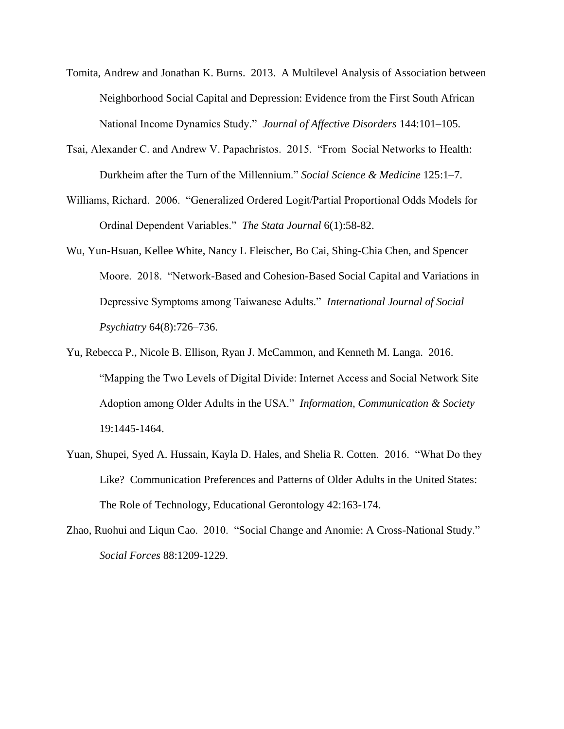Tomita, Andrew and Jonathan K. Burns. 2013. A Multilevel Analysis of Association between Neighborhood Social Capital and Depression: Evidence from the First South African National Income Dynamics Study." *Journal of Affective Disorders* 144:101–105.

Tsai, Alexander C. and Andrew V. Papachristos. 2015. "From Social Networks to Health: Durkheim after the Turn of the Millennium." *Social Science & Medicine* 125:1–7.

Williams, Richard. 2006. "Generalized Ordered Logit/Partial Proportional Odds Models for Ordinal Dependent Variables." *The Stata Journal* 6(1):58-82.

Wu, Yun-Hsuan, Kellee White, Nancy L Fleischer, Bo Cai, Shing-Chia Chen, and Spencer Moore. 2018. "Network-Based and Cohesion-Based Social Capital and Variations in Depressive Symptoms among Taiwanese Adults." *International Journal of Social Psychiatry* 64(8):726–736.

Yu, Rebecca P., Nicole B. Ellison, Ryan J. McCammon, and Kenneth M. Langa. 2016. "Mapping the Two Levels of Digital Divide: Internet Access and Social Network Site Adoption among Older Adults in the USA." *Information, Communication & Society* 19:1445-1464.

Yuan, Shupei, Syed A. Hussain, Kayla D. Hales, and Shelia R. Cotten. 2016. "What Do they Like? Communication Preferences and Patterns of Older Adults in the United States: The Role of Technology, Educational Gerontology 42:163-174.

Zhao, Ruohui and Liqun Cao. 2010. "Social Change and Anomie: A Cross-National Study." *Social Forces* 88:1209-1229.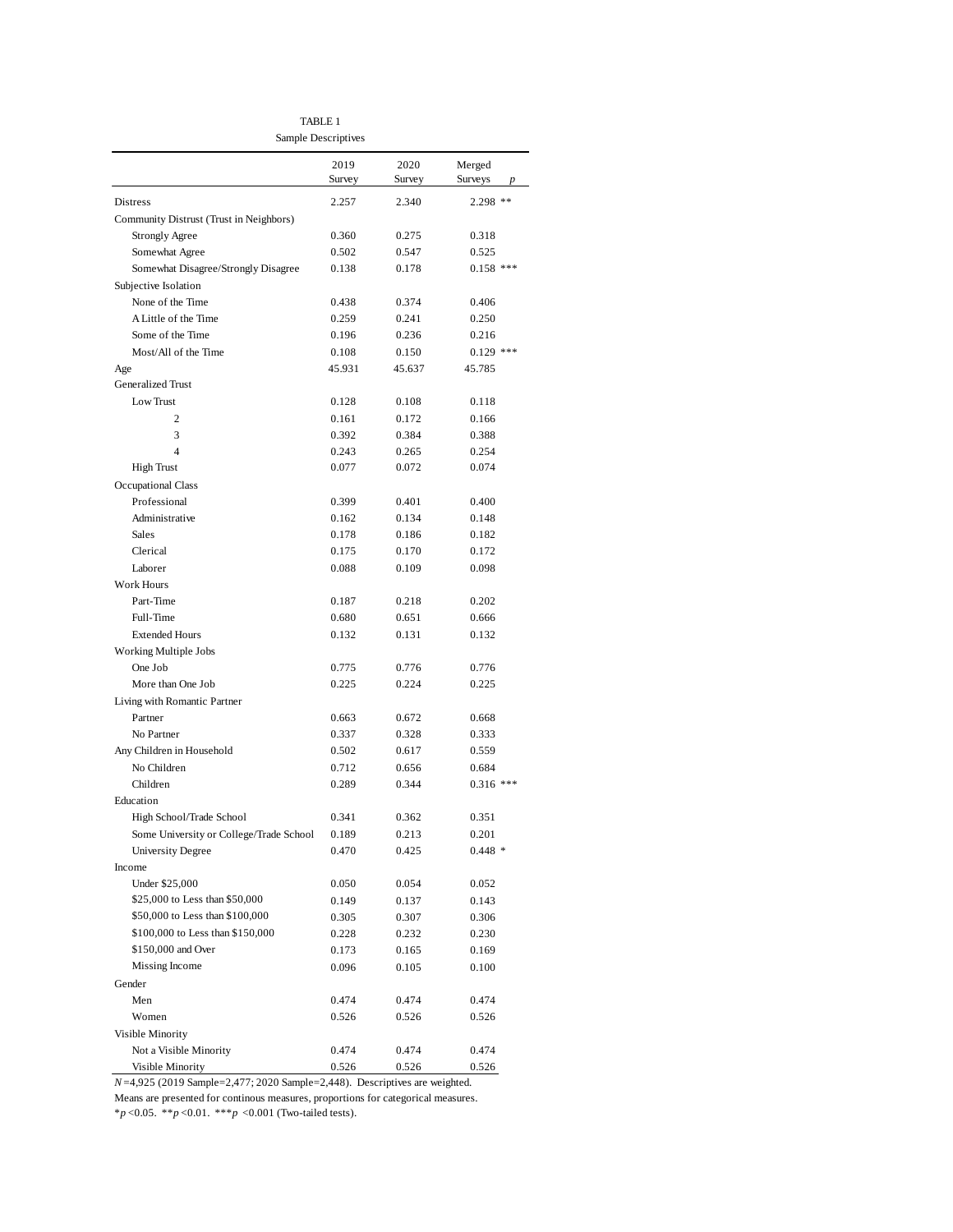TABLE 1

Sample Descriptives

| | 2019 Survey | 2020 Survey | Merged Surveys | $p$ |
|---|---|---|---|---|
| Distress | 2.257 | 2.340 | 2.298 | ** |
| Community Distrust (Trust in Neighbors) | | | | |
| Strongly Agree | 0.360 | 0.275 | 0.318 | |
| Somewhat Agree | 0.502 | 0.547 | 0.525 | |
| Somewhat Disagree/Strongly Disagree | 0.138 | 0.178 | 0.158 | *** |
| Subjective Isolation | | | | |
| None of the Time | 0.438 | 0.374 | 0.406 | |
| A Little of the Time | 0.259 | 0.241 | 0.250 | |
| Some of the Time | 0.196 | 0.236 | 0.216 | |
| Most/All of the Time | 0.108 | 0.150 | 0.129 | *** |
| Age | 45.931 | 45.637 | 45.785 | |
| Generalized Trust | | | | |
| Low Trust | 0.128 | 0.108 | 0.118 | |
| 2 | 0.161 | 0.172 | 0.166 | |
| 3 | 0.392 | 0.384 | 0.388 | |
| 4 | 0.243 | 0.265 | 0.254 | |
| High Trust | 0.077 | 0.072 | 0.074 | |
| Occupational Class | | | | |
| Professional | 0.399 | 0.401 | 0.400 | |
| Administrative | 0.162 | 0.134 | 0.148 | |
| Sales | 0.178 | 0.186 | 0.182 | |
| Clerical | 0.175 | 0.170 | 0.172 | |
| Laborer | 0.088 | 0.109 | 0.098 | |
| Work Hours | | | | |
| Part-Time | 0.187 | 0.218 | 0.202 | |
| Full-Time | 0.680 | 0.651 | 0.666 | |
| Extended Hours | 0.132 | 0.131 | 0.132 | |
| Working Multiple Jobs | | | | |
| One Job | 0.775 | 0.776 | 0.776 | |
| More than One Job | 0.225 | 0.224 | 0.225 | |
| Living with Romantic Partner | | | | |
| Partner | 0.663 | 0.672 | 0.668 | |
| No Partner | 0.337 | 0.328 | 0.333 | |
| Any Children in Household | 0.502 | 0.617 | 0.559 | |
| No Children | 0.712 | 0.656 | 0.684 | |
| Children | 0.289 | 0.344 | 0.316 | *** |
| Education | | | | |
| High School/Trade School | 0.341 | 0.362 | 0.351 | |
| Some University or College/Trade School | 0.189 | 0.213 | 0.201 | |
| University Degree | 0.470 | 0.425 | 0.448 | * |
| Income | | | | |
| Under $25,000 | 0.050 | 0.054 | 0.052 | |
| $25,000 to Less than $50,000 | 0.149 | 0.137 | 0.143 | |
| $50,000 to Less than $100,000 | 0.305 | 0.307 | 0.306 | |
| $100,000 to Less than $150,000 | 0.228 | 0.232 | 0.230 | |
| $150,000 and Over | 0.173 | 0.165 | 0.169 | |
| Missing Income | 0.096 | 0.105 | 0.100 | |
| Gender | | | | |
| Men | 0.474 | 0.474 | 0.474 | |
| Women | 0.526 | 0.526 | 0.526 | |
| Visible Minority | | | | |
| Not a Visible Minority | 0.474 | 0.474 | 0.474 | |
| Visible Minority | 0.526 | 0.526 | 0.526 | |

$N$=4,925 (2019 Sample=2,477; 2020 Sample=2,448). Descriptives are weighted.

Means are presented for continous measures, proportions for categorical measures.

*$p$<0.05. **$p$<0.01. ***$p$ <0.001 (Two-tailed tests).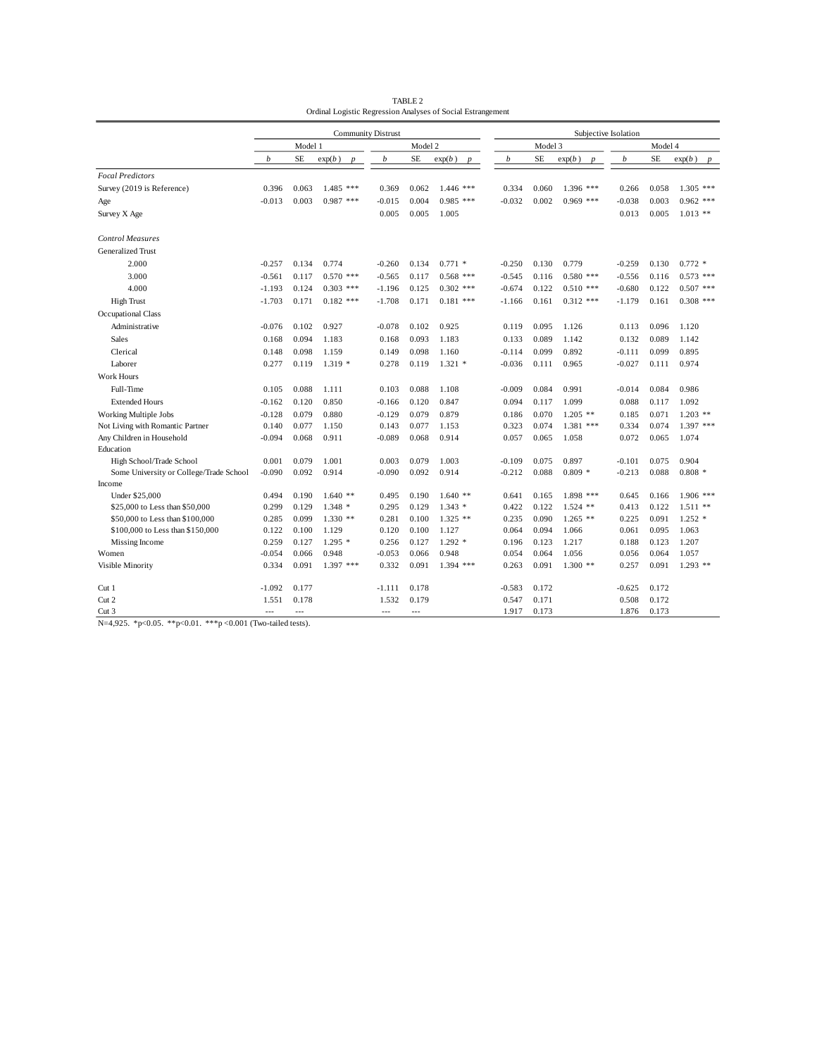TABLE 2

Ordinal Logistic Regression Analyses of Social Estrangement

| | Community Distrust | | | | | | | | Subjective Isolation | | | | | | | |
|---|---|---|---|---|---|---|---|---|---|---|---|---|---|---|---|---|
| | Model 1 | | | | Model 2 | | | | Model 3 | | | | Model 4 | | | |
| | *b* | SE | exp(*b*) | *p* | *b* | SE | exp(*b*) | *p* | *b* | SE | exp(*b*) | *p* | *b* | SE | exp(*b*) | *p* |
| *Focal Predictors* | | | | | | | | | | | | | | | | |
| Survey (2019 is Reference) | 0.396 | 0.063 | 1.485 | *** | 0.369 | 0.062 | 1.446 | *** | 0.334 | 0.060 | 1.396 | *** | 0.266 | 0.058 | 1.305 | *** |
| Age | -0.013 | 0.003 | 0.987 | *** | -0.015 | 0.004 | 0.985 | *** | -0.032 | 0.002 | 0.969 | *** | -0.038 | 0.003 | 0.962 | *** |
| Survey X Age | | | | | 0.005 | 0.005 | 1.005 | | | | | | 0.013 | 0.005 | 1.013 | ** |
| *Control Measures* | | | | | | | | | | | | | | | | |
| Generalized Trust | | | | | | | | | | | | | | | | |
| 2.000 | -0.257 | 0.134 | 0.774 | | -0.260 | 0.134 | 0.771 | * | -0.250 | 0.130 | 0.779 | | -0.259 | 0.130 | 0.772 | * |
| 3.000 | -0.561 | 0.117 | 0.570 | *** | -0.565 | 0.117 | 0.568 | *** | -0.545 | 0.116 | 0.580 | *** | -0.556 | 0.116 | 0.573 | *** |
| 4.000 | -1.193 | 0.124 | 0.303 | *** | -1.196 | 0.125 | 0.302 | *** | -0.674 | 0.122 | 0.510 | *** | -0.680 | 0.122 | 0.507 | *** |
| High Trust | -1.703 | 0.171 | 0.182 | *** | -1.708 | 0.171 | 0.181 | *** | -1.166 | 0.161 | 0.312 | *** | -1.179 | 0.161 | 0.308 | *** |
| Occupational Class | | | | | | | | | | | | | | | | |
| Administrative | -0.076 | 0.102 | 0.927 | | -0.078 | 0.102 | 0.925 | | 0.119 | 0.095 | 1.126 | | 0.113 | 0.096 | 1.120 | |
| Sales | 0.168 | 0.094 | 1.183 | | 0.168 | 0.093 | 1.183 | | 0.133 | 0.089 | 1.142 | | 0.132 | 0.089 | 1.142 | |
| Clerical | 0.148 | 0.098 | 1.159 | | 0.149 | 0.098 | 1.160 | | -0.114 | 0.099 | 0.892 | | -0.111 | 0.099 | 0.895 | |
| Laborer | 0.277 | 0.119 | 1.319 | * | 0.278 | 0.119 | 1.321 | * | -0.036 | 0.111 | 0.965 | | -0.027 | 0.111 | 0.974 | |
| Work Hours | | | | | | | | | | | | | | | | |
| Full-Time | 0.105 | 0.088 | 1.111 | | 0.103 | 0.088 | 1.108 | | -0.009 | 0.084 | 0.991 | | -0.014 | 0.084 | 0.986 | |
| Extended Hours | -0.162 | 0.120 | 0.850 | | -0.166 | 0.120 | 0.847 | | 0.094 | 0.117 | 1.099 | | 0.088 | 0.117 | 1.092 | |
| Working Multiple Jobs | -0.128 | 0.079 | 0.880 | | -0.129 | 0.079 | 0.879 | | 0.186 | 0.070 | 1.205 | ** | 0.185 | 0.071 | 1.203 | ** |
| Not Living with Romantic Partner | 0.140 | 0.077 | 1.150 | | 0.143 | 0.077 | 1.153 | | 0.323 | 0.074 | 1.381 | *** | 0.334 | 0.074 | 1.397 | *** |
| Any Children in Household | -0.094 | 0.068 | 0.911 | | -0.089 | 0.068 | 0.914 | | 0.057 | 0.065 | 1.058 | | 0.072 | 0.065 | 1.074 | |
| Education | | | | | | | | | | | | | | | | |
| High School/Trade School | 0.001 | 0.079 | 1.001 | | 0.003 | 0.079 | 1.003 | | -0.109 | 0.075 | 0.897 | | -0.101 | 0.075 | 0.904 | |
| Some University or College/Trade School | -0.090 | 0.092 | 0.914 | | -0.090 | 0.092 | 0.914 | | -0.212 | 0.088 | 0.809 | * | -0.213 | 0.088 | 0.808 | * |
| Income | | | | | | | | | | | | | | | | |
| Under $25,000 | 0.494 | 0.190 | 1.640 | ** | 0.495 | 0.190 | 1.640 | ** | 0.641 | 0.165 | 1.898 | *** | 0.645 | 0.166 | 1.906 | *** |
| $25,000 to Less than $50,000 | 0.299 | 0.129 | 1.348 | * | 0.295 | 0.129 | 1.343 | * | 0.422 | 0.122 | 1.524 | ** | 0.413 | 0.122 | 1.511 | ** |
| $50,000 to Less than $100,000 | 0.285 | 0.099 | 1.330 | ** | 0.281 | 0.100 | 1.325 | ** | 0.235 | 0.090 | 1.265 | ** | 0.225 | 0.091 | 1.252 | * |
| $100,000 to Less than $150,000 | 0.122 | 0.100 | 1.129 | | 0.120 | 0.100 | 1.127 | | 0.064 | 0.094 | 1.066 | | 0.061 | 0.095 | 1.063 | |
| Missing Income | 0.259 | 0.127 | 1.295 | * | 0.256 | 0.127 | 1.292 | * | 0.196 | 0.123 | 1.217 | | 0.188 | 0.123 | 1.207 | |
| Women | -0.054 | 0.066 | 0.948 | | -0.053 | 0.066 | 0.948 | | 0.054 | 0.064 | 1.056 | | 0.056 | 0.064 | 1.057 | |
| Visible Minority | 0.334 | 0.091 | 1.397 | *** | 0.332 | 0.091 | 1.394 | *** | 0.263 | 0.091 | 1.300 | ** | 0.257 | 0.091 | 1.293 | ** |
| Cut 1 | -1.092 | 0.177 | | | -1.111 | 0.178 | | | -0.583 | 0.172 | | | -0.625 | 0.172 | | |
| Cut 2 | 1.551 | 0.178 | | | 1.532 | 0.179 | | | 0.547 | 0.171 | | | 0.508 | 0.172 | | |
| Cut 3 | --- | --- | | | --- | --- | | | 1.917 | 0.173 | | | 1.876 | 0.173 | | |

N=4,925. *p<0.05. **p<0.01. ***p <0.001 (Two-tailed tests).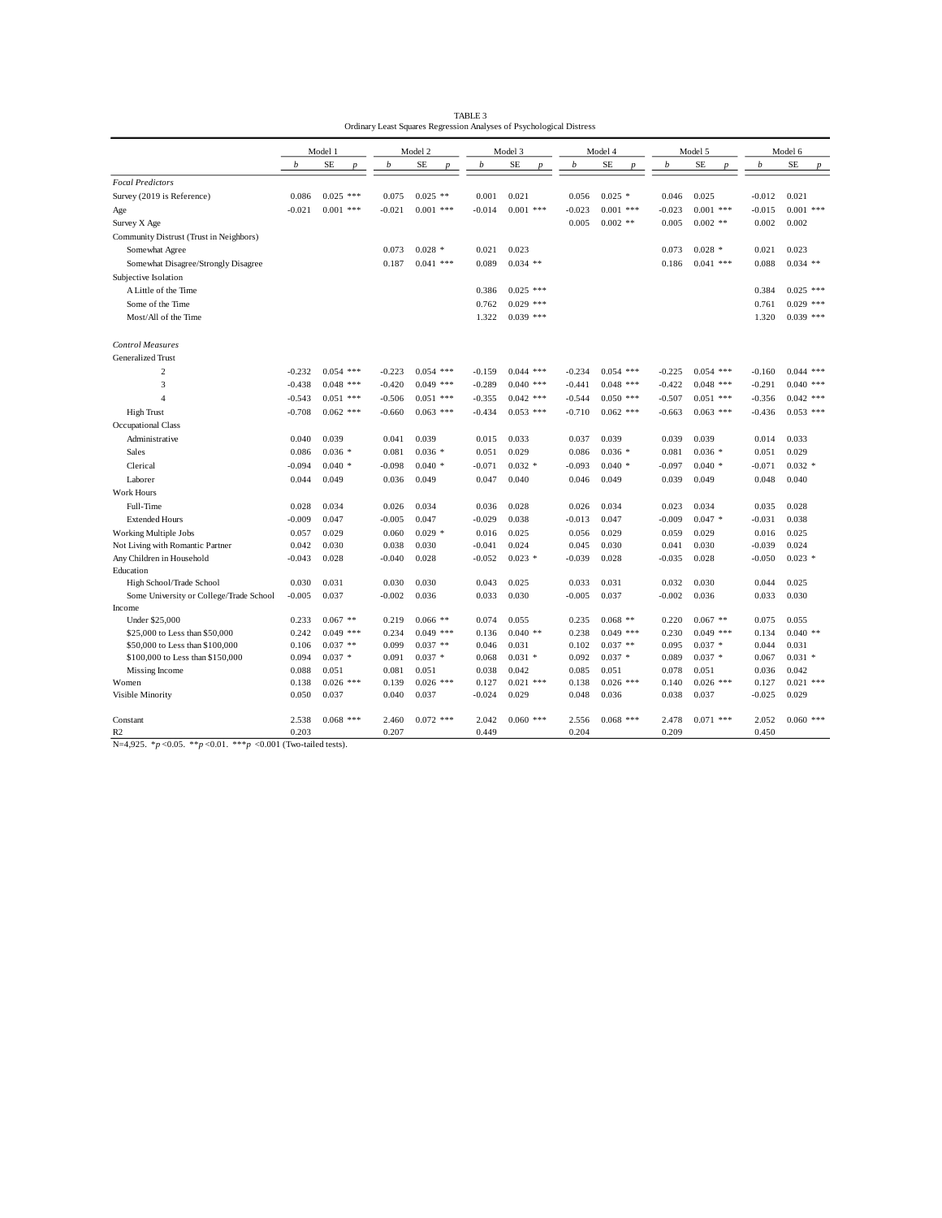TABLE 3

Ordinary Least Squares Regression Analyses of Psychological Distress

| | Model 1 | | | Model 2 | | | Model 3 | | | Model 4 | | | Model 5 | | | Model 6 | | |
|---|---|---|---|---|---|---|---|---|---|---|---|---|---|---|---|---|---|---|
| | *b* | SE | *p* | *b* | SE | *p* | *b* | SE | *p* | *b* | SE | *p* | *b* | SE | *p* | *b* | SE | *p* |
| *Focal Predictors* | | | | | | | | | | | | | | | | | | |
| Survey (2019 is Reference) | 0.086 | 0.025 | *** | 0.075 | 0.025 | ** | 0.001 | 0.021 | | 0.056 | 0.025 | * | 0.046 | 0.025 | | -0.012 | 0.021 | |
| Age | -0.021 | 0.001 | *** | -0.021 | 0.001 | *** | -0.014 | 0.001 | *** | -0.023 | 0.001 | *** | -0.023 | 0.001 | *** | -0.015 | 0.001 | *** |
| Survey X Age | | | | | | | | | | 0.005 | 0.002 | ** | 0.005 | 0.002 | ** | 0.002 | 0.002 | |
| Community Distrust (Trust in Neighbors) | | | | | | | | | | | | | | | | | | |
| Somewhat Agree | | | | 0.073 | 0.028 | * | 0.021 | 0.023 | | | | | 0.073 | 0.028 | * | 0.021 | 0.023 | |
| Somewhat Disagree/Strongly Disagree | | | | 0.187 | 0.041 | *** | 0.089 | 0.034 | ** | | | | 0.186 | 0.041 | *** | 0.088 | 0.034 | ** |
| Subjective Isolation | | | | | | | | | | | | | | | | | | |
| A Little of the Time | | | | | | | 0.386 | 0.025 | *** | | | | | | | 0.384 | 0.025 | *** |
| Some of the Time | | | | | | | 0.762 | 0.029 | *** | | | | | | | 0.761 | 0.029 | *** |
| Most/All of the Time | | | | | | | 1.322 | 0.039 | *** | | | | | | | 1.320 | 0.039 | *** |
| *Control Measures* | | | | | | | | | | | | | | | | | | |
| Generalized Trust | | | | | | | | | | | | | | | | | | |
| 2 | -0.232 | 0.054 | *** | -0.223 | 0.054 | *** | -0.159 | 0.044 | *** | -0.234 | 0.054 | *** | -0.225 | 0.054 | *** | -0.160 | 0.044 | *** |
| 3 | -0.438 | 0.048 | *** | -0.420 | 0.049 | *** | -0.289 | 0.040 | *** | -0.441 | 0.048 | *** | -0.422 | 0.048 | *** | -0.291 | 0.040 | *** |
| 4 | -0.543 | 0.051 | *** | -0.506 | 0.051 | *** | -0.355 | 0.042 | *** | -0.544 | 0.050 | *** | -0.507 | 0.051 | *** | -0.356 | 0.042 | *** |
| High Trust | -0.708 | 0.062 | *** | -0.660 | 0.063 | *** | -0.434 | 0.053 | *** | -0.710 | 0.062 | *** | -0.663 | 0.063 | *** | -0.436 | 0.053 | *** |
| Occupational Class | | | | | | | | | | | | | | | | | | |
| Administrative | 0.040 | 0.039 | | 0.041 | 0.039 | | 0.015 | 0.033 | | 0.037 | 0.039 | | 0.039 | 0.039 | | 0.014 | 0.033 | |
| Sales | 0.086 | 0.036 | * | 0.081 | 0.036 | * | 0.051 | 0.029 | | 0.086 | 0.036 | * | 0.081 | 0.036 | * | 0.051 | 0.029 | |
| Clerical | -0.094 | 0.040 | * | -0.098 | 0.040 | * | -0.071 | 0.032 | * | -0.093 | 0.040 | * | -0.097 | 0.040 | * | -0.071 | 0.032 | * |
| Laborer | 0.044 | 0.049 | | 0.036 | 0.049 | | 0.047 | 0.040 | | 0.046 | 0.049 | | 0.039 | 0.049 | | 0.048 | 0.040 | |
| Work Hours | | | | | | | | | | | | | | | | | | |
| Full-Time | 0.028 | 0.034 | | 0.026 | 0.034 | | 0.036 | 0.028 | | 0.026 | 0.034 | | 0.023 | 0.034 | | 0.035 | 0.028 | |
| Extended Hours | -0.009 | 0.047 | | -0.005 | 0.047 | | -0.029 | 0.038 | | -0.013 | 0.047 | | -0.009 | 0.047 | * | -0.031 | 0.038 | |
| Working Multiple Jobs | 0.057 | 0.029 | | 0.060 | 0.029 | * | 0.016 | 0.025 | | 0.056 | 0.029 | | 0.059 | 0.029 | | 0.016 | 0.025 | |
| Not Living with Romantic Partner | 0.042 | 0.030 | | 0.038 | 0.030 | | -0.041 | 0.024 | | 0.045 | 0.030 | | 0.041 | 0.030 | | -0.039 | 0.024 | |
| Any Children in Household | -0.043 | 0.028 | | -0.040 | 0.028 | | -0.052 | 0.023 | * | -0.039 | 0.028 | | -0.035 | 0.028 | | -0.050 | 0.023 | * |
| Education | | | | | | | | | | | | | | | | | | |
| High School/Trade School | 0.030 | 0.031 | | 0.030 | 0.030 | | 0.043 | 0.025 | | 0.033 | 0.031 | | 0.032 | 0.030 | | 0.044 | 0.025 | |
| Some University or College/Trade School | -0.005 | 0.037 | | -0.002 | 0.036 | | 0.033 | 0.030 | | -0.005 | 0.037 | | -0.002 | 0.036 | | 0.033 | 0.030 | |
| Income | | | | | | | | | | | | | | | | | | |
| Under $25,000 | 0.233 | 0.067 | ** | 0.219 | 0.066 | ** | 0.074 | 0.055 | | 0.235 | 0.068 | ** | 0.220 | 0.067 | ** | 0.075 | 0.055 | |
| $25,000 to Less than $50,000 | 0.242 | 0.049 | *** | 0.234 | 0.049 | *** | 0.136 | 0.040 | ** | 0.238 | 0.049 | *** | 0.230 | 0.049 | *** | 0.134 | 0.040 | ** |
| $50,000 to Less than $100,000 | 0.106 | 0.037 | ** | 0.099 | 0.037 | ** | 0.046 | 0.031 | | 0.102 | 0.037 | ** | 0.095 | 0.037 | * | 0.044 | 0.031 | |
| $100,000 to Less than $150,000 | 0.094 | 0.037 | * | 0.091 | 0.037 | * | 0.068 | 0.031 | * | 0.092 | 0.037 | * | 0.089 | 0.037 | * | 0.067 | 0.031 | * |
| Missing Income | 0.088 | 0.051 | | 0.081 | 0.051 | | 0.038 | 0.042 | | 0.085 | 0.051 | | 0.078 | 0.051 | | 0.036 | 0.042 | |
| Women | 0.138 | 0.026 | *** | 0.139 | 0.026 | *** | 0.127 | 0.021 | *** | 0.138 | 0.026 | *** | 0.140 | 0.026 | *** | 0.127 | 0.021 | *** |
| Visible Minority | 0.050 | 0.037 | | 0.040 | 0.037 | | -0.024 | 0.029 | | 0.048 | 0.036 | | 0.038 | 0.037 | | -0.025 | 0.029 | |
| Constant | 2.538 | 0.068 | *** | 2.460 | 0.072 | *** | 2.042 | 0.060 | *** | 2.556 | 0.068 | *** | 2.478 | 0.071 | *** | 2.052 | 0.060 | *** |
| R2 | 0.203 | | | 0.207 | | | 0.449 | | | 0.204 | | | 0.209 | | | 0.450 | | |

N=4,925. *$p$<0.05. **$p$<0.01. ***$p$ <0.001 (Two-tailed tests).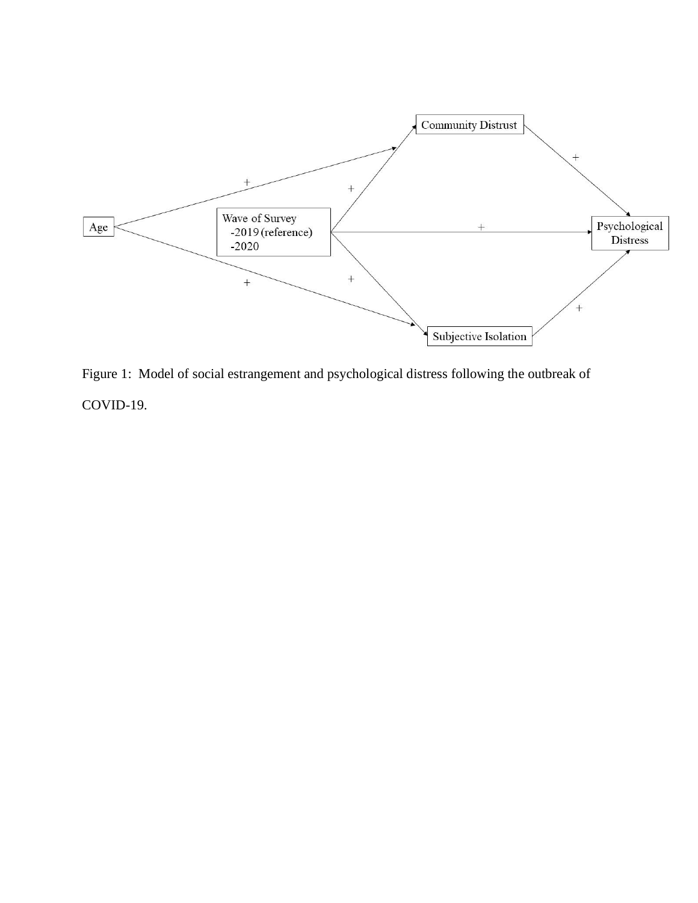Figure 1: Model of social estrangement and psychological distress following the outbreak of COVID-19.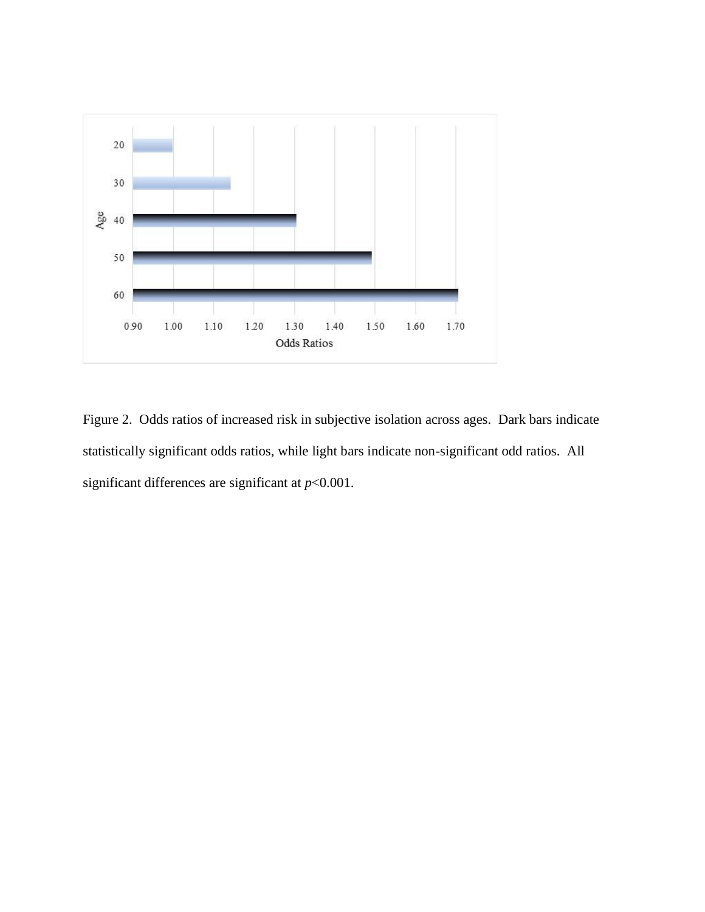Figure 2. Odds ratios of increased risk in subjective isolation across ages. Dark bars indicate statistically significant odds ratios, while light bars indicate non-significant odd ratios. All significant differences are significant at *p*<0.001.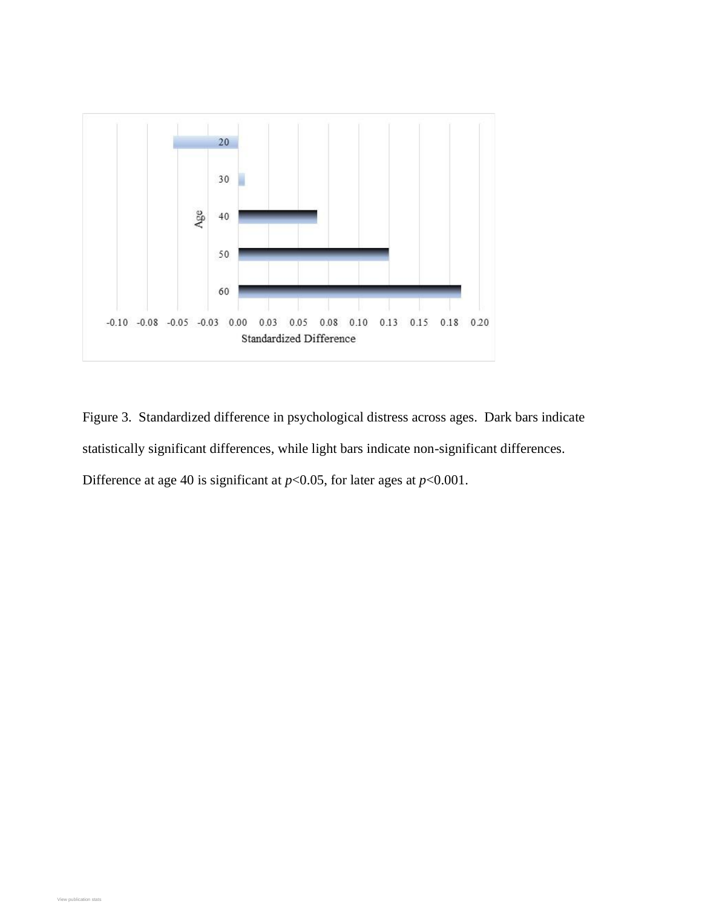20

30

Age 40

50

60

-0.10 -0.08 -0.05 -0.03 0.00 0.03 0.05 0.08 0.10 0.13 0.15 0.18 0.20

Standardized Difference

Figure 3. Standardized difference in psychological distress across ages. Dark bars indicate statistically significant differences, while light bars indicate non-significant differences. Difference at age 40 is significant at $p<0.05$, for later ages at $p<0.001$.